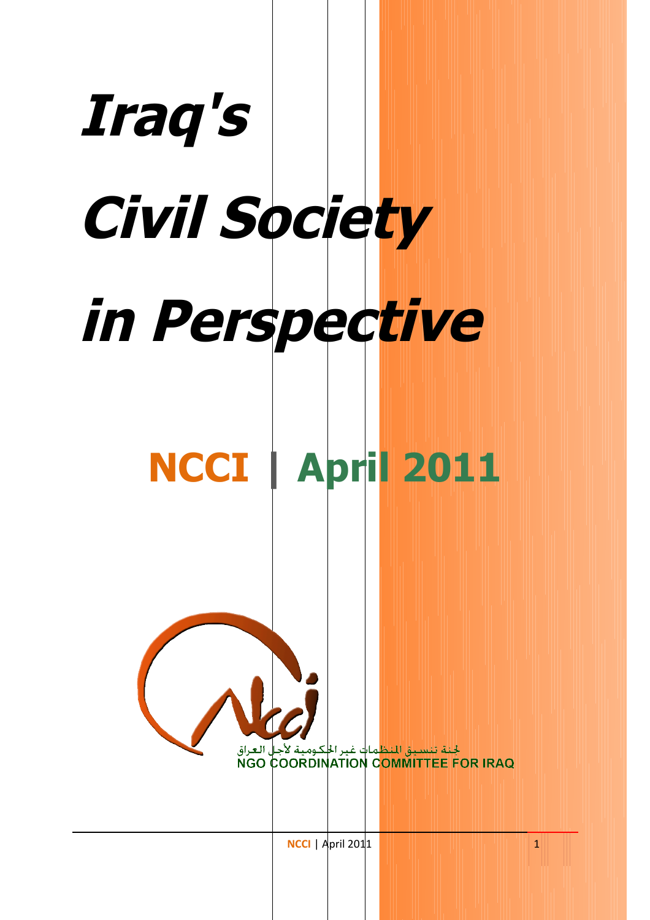# Iraq's Civil Society in Perspective

## NCCI | April 2011

لجنة تنسيق المنظمات غير الحكومية لأجل العراق

NGO COORDINATION COMMITTEE FOR IRAQ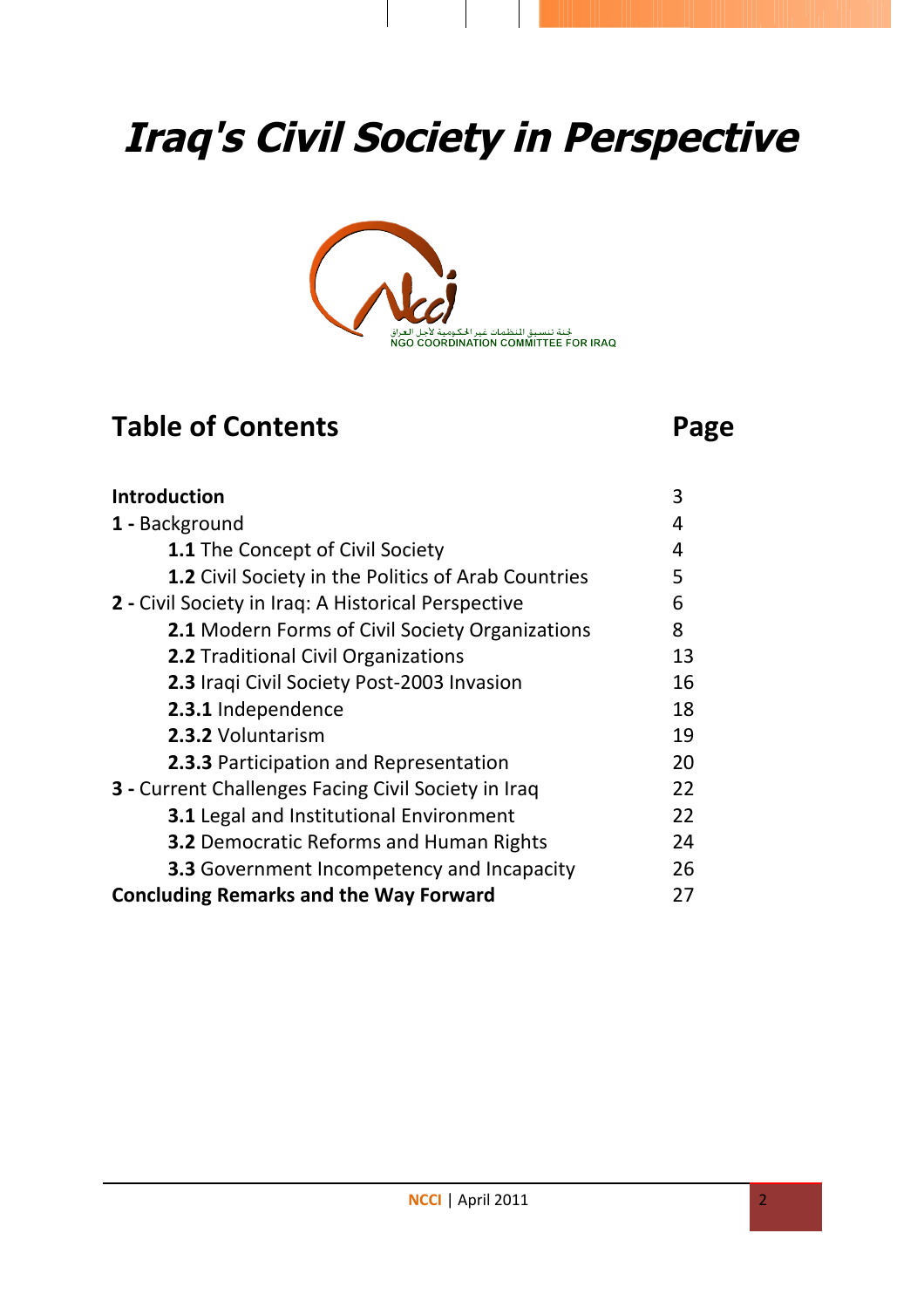# *Iraq's Civil Society in Perspective*

لجنة تنسيق المنظمات غير الحكومية لأجل العراق
NGO COORDINATION COMMITTEE FOR IRAQ

## Table of Contents

| Table of Contents | Page |
|---|---|
| **Introduction** | 3 |
| **1 -** Background | 4 |
| **1.1** The Concept of Civil Society | 4 |
| **1.2** Civil Society in the Politics of Arab Countries | 5 |
| **2 -** Civil Society in Iraq: A Historical Perspective | 6 |
| **2.1** Modern Forms of Civil Society Organizations | 8 |
| **2.2** Traditional Civil Organizations | 13 |
| **2.3** Iraqi Civil Society Post-2003 Invasion | 16 |
| **2.3.1** Independence | 18 |
| **2.3.2** Voluntarism | 19 |
| **2.3.3** Participation and Representation | 20 |
| **3 -** Current Challenges Facing Civil Society in Iraq | 22 |
| **3.1** Legal and Institutional Environment | 22 |
| **3.2** Democratic Reforms and Human Rights | 24 |
| **3.3** Government Incompetency and Incapacity | 26 |
| **Concluding Remarks and the Way Forward** | 27 |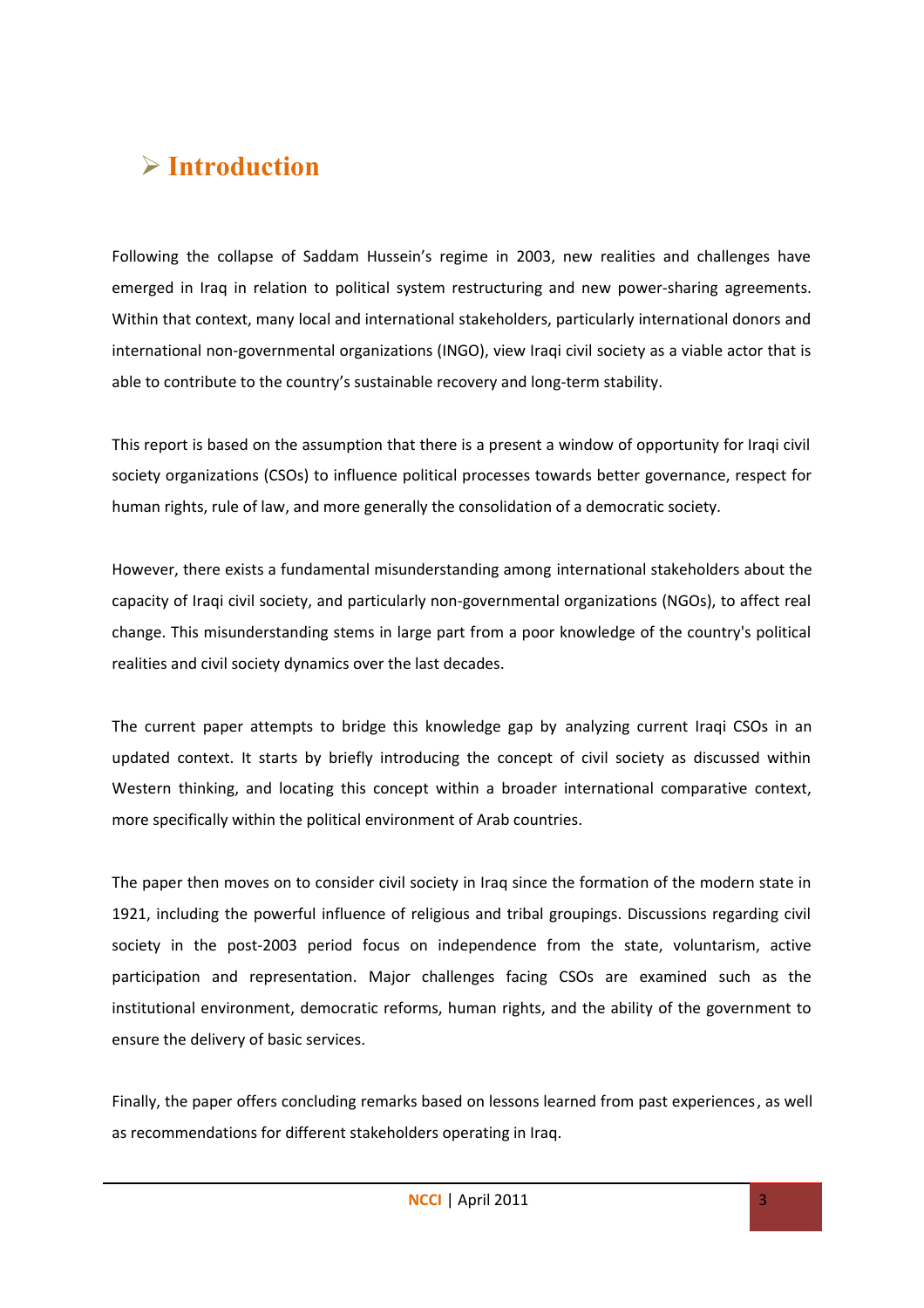# Introduction

Following the collapse of Saddam Hussein's regime in 2003, new realities and challenges have emerged in Iraq in relation to political system restructuring and new power-sharing agreements. Within that context, many local and international stakeholders, particularly international donors and international non-governmental organizations (INGO), view Iraqi civil society as a viable actor that is able to contribute to the country's sustainable recovery and long-term stability.

This report is based on the assumption that there is a present a window of opportunity for Iraqi civil society organizations (CSOs) to influence political processes towards better governance, respect for human rights, rule of law, and more generally the consolidation of a democratic society.

However, there exists a fundamental misunderstanding among international stakeholders about the capacity of Iraqi civil society, and particularly non-governmental organizations (NGOs), to affect real change. This misunderstanding stems in large part from a poor knowledge of the country's political realities and civil society dynamics over the last decades.

The current paper attempts to bridge this knowledge gap by analyzing current Iraqi CSOs in an updated context. It starts by briefly introducing the concept of civil society as discussed within Western thinking, and locating this concept within a broader international comparative context, more specifically within the political environment of Arab countries.

The paper then moves on to consider civil society in Iraq since the formation of the modern state in 1921, including the powerful influence of religious and tribal groupings. Discussions regarding civil society in the post-2003 period focus on independence from the state, voluntarism, active participation and representation. Major challenges facing CSOs are examined such as the institutional environment, democratic reforms, human rights, and the ability of the government to ensure the delivery of basic services.

Finally, the paper offers concluding remarks based on lessons learned from past experiences, as well as recommendations for different stakeholders operating in Iraq.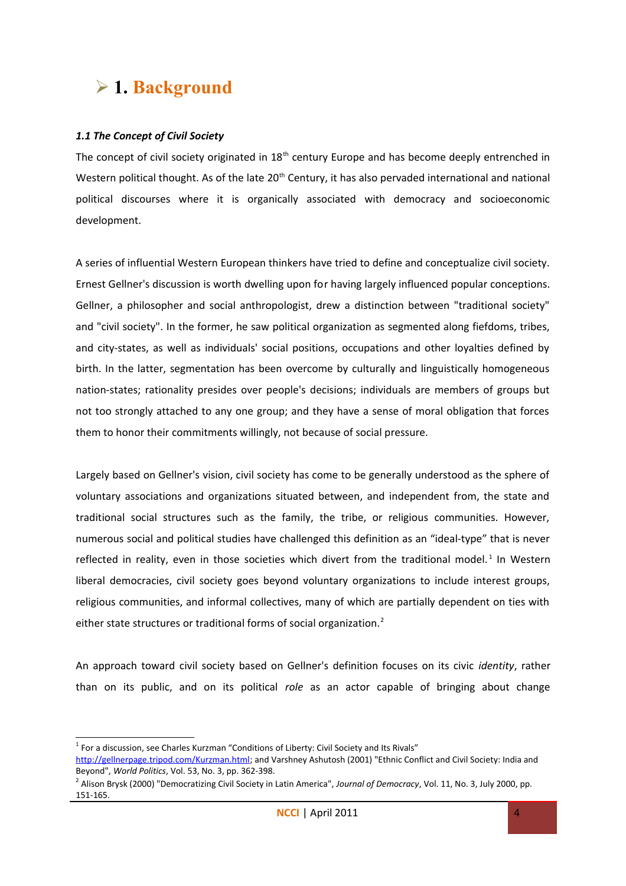# ➢ 1. Background

### *1.1 The Concept of Civil Society*

The concept of civil society originated in 18th century Europe and has become deeply entrenched in Western political thought. As of the late 20th Century, it has also pervaded international and national political discourses where it is organically associated with democracy and socioeconomic development.

A series of influential Western European thinkers have tried to define and conceptualize civil society. Ernest Gellner's discussion is worth dwelling upon for having largely influenced popular conceptions. Gellner, a philosopher and social anthropologist, drew a distinction between "traditional society" and "civil society". In the former, he saw political organization as segmented along fiefdoms, tribes, and city-states, as well as individuals' social positions, occupations and other loyalties defined by birth. In the latter, segmentation has been overcome by culturally and linguistically homogeneous nation-states; rationality presides over people's decisions; individuals are members of groups but not too strongly attached to any one group; and they have a sense of moral obligation that forces them to honor their commitments willingly, not because of social pressure.

Largely based on Gellner's vision, civil society has come to be generally understood as the sphere of voluntary associations and organizations situated between, and independent from, the state and traditional social structures such as the family, the tribe, or religious communities. However, numerous social and political studies have challenged this definition as an "ideal-type" that is never reflected in reality, even in those societies which divert from the traditional model.[1] In Western liberal democracies, civil society goes beyond voluntary organizations to include interest groups, religious communities, and informal collectives, many of which are partially dependent on ties with either state structures or traditional forms of social organization.[2]

An approach toward civil society based on Gellner's definition focuses on its civic *identity*, rather than on its public, and on its political *role* as an actor capable of bringing about change

---

[1] For a discussion, see Charles Kurzman "Conditions of Liberty: Civil Society and Its Rivals" http://gellnerpage.tripod.com/Kurzman.html; and Varshney Ashutosh (2001) "Ethnic Conflict and Civil Society: India and Beyond", *World Politics*, Vol. 53, No. 3, pp. 362-398.

[2] Alison Brysk (2000) "Democratizing Civil Society in Latin America", *Journal of Democracy*, Vol. 11, No. 3, July 2000, pp. 151-165.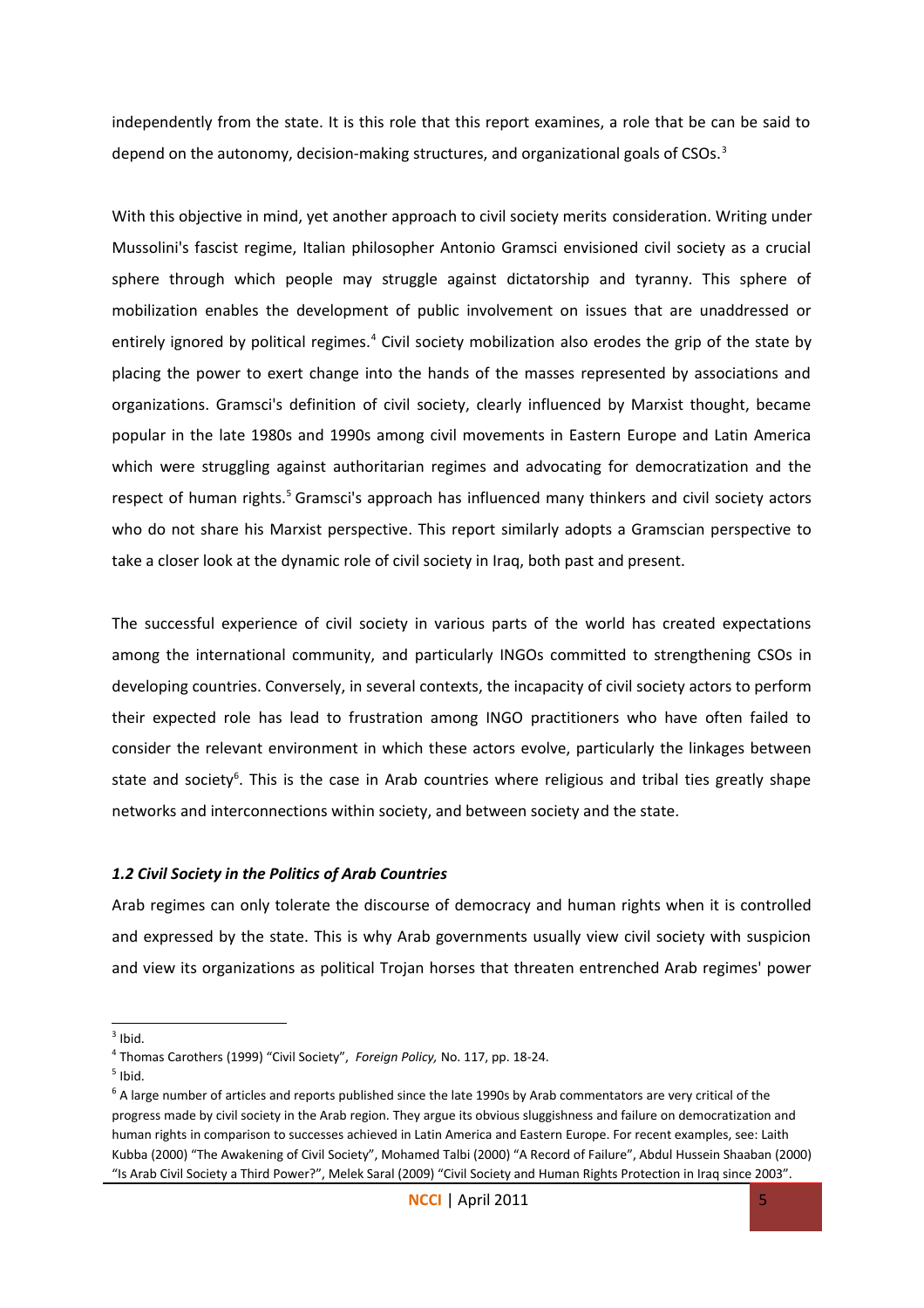independently from the state. It is this role that this report examines, a role that be can be said to depend on the autonomy, decision-making structures, and organizational goals of CSOs.[3]

With this objective in mind, yet another approach to civil society merits consideration. Writing under Mussolini's fascist regime, Italian philosopher Antonio Gramsci envisioned civil society as a crucial sphere through which people may struggle against dictatorship and tyranny. This sphere of mobilization enables the development of public involvement on issues that are unaddressed or entirely ignored by political regimes.[4] Civil society mobilization also erodes the grip of the state by placing the power to exert change into the hands of the masses represented by associations and organizations. Gramsci's definition of civil society, clearly influenced by Marxist thought, became popular in the late 1980s and 1990s among civil movements in Eastern Europe and Latin America which were struggling against authoritarian regimes and advocating for democratization and the respect of human rights.[5] Gramsci's approach has influenced many thinkers and civil society actors who do not share his Marxist perspective. This report similarly adopts a Gramscian perspective to take a closer look at the dynamic role of civil society in Iraq, both past and present.

The successful experience of civil society in various parts of the world has created expectations among the international community, and particularly INGOs committed to strengthening CSOs in developing countries. Conversely, in several contexts, the incapacity of civil society actors to perform their expected role has lead to frustration among INGO practitioners who have often failed to consider the relevant environment in which these actors evolve, particularly the linkages between state and society[6]. This is the case in Arab countries where religious and tribal ties greatly shape networks and interconnections within society, and between society and the state.

### *1.2 Civil Society in the Politics of Arab Countries*

Arab regimes can only tolerate the discourse of democracy and human rights when it is controlled and expressed by the state. This is why Arab governments usually view civil society with suspicion and view its organizations as political Trojan horses that threaten entrenched Arab regimes' power

---

[3] Ibid.

[4] Thomas Carothers (1999) "Civil Society", *Foreign Policy,* No. 117, pp. 18-24.

[5] Ibid.

[6] A large number of articles and reports published since the late 1990s by Arab commentators are very critical of the progress made by civil society in the Arab region. They argue its obvious sluggishness and failure on democratization and human rights in comparison to successes achieved in Latin America and Eastern Europe. For recent examples, see: Laith Kubba (2000) "The Awakening of Civil Society", Mohamed Talbi (2000) "A Record of Failure", Abdul Hussein Shaaban (2000) "Is Arab Civil Society a Third Power?", Melek Saral (2009) "Civil Society and Human Rights Protection in Iraq since 2003".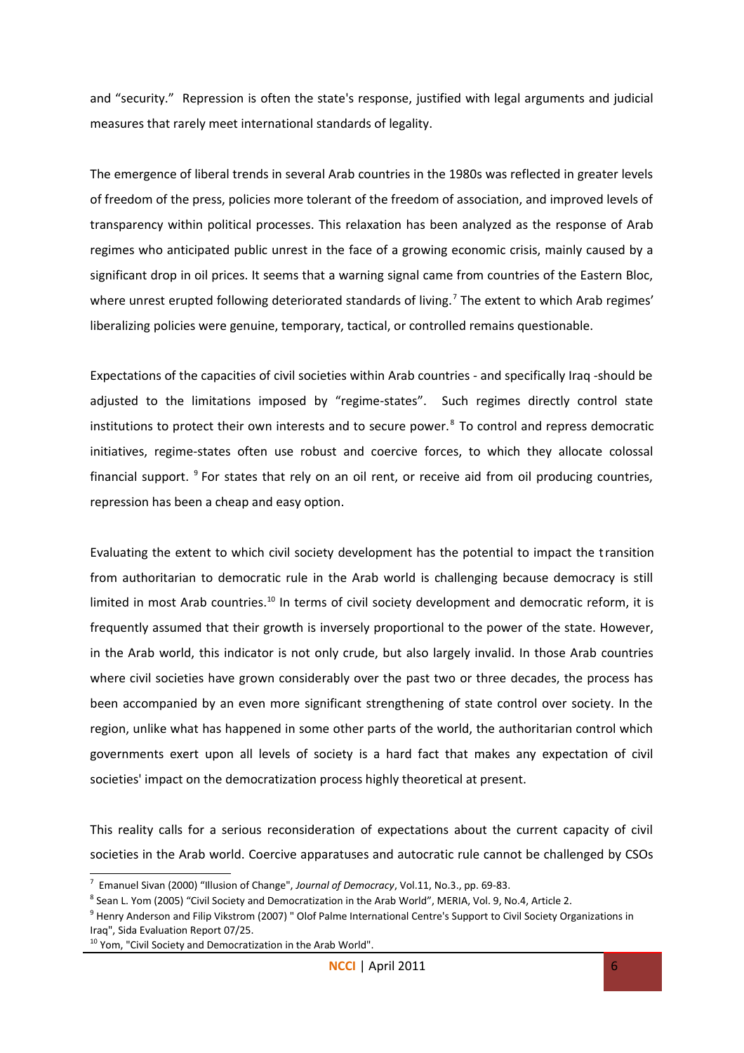and "security." Repression is often the state's response, justified with legal arguments and judicial measures that rarely meet international standards of legality.

The emergence of liberal trends in several Arab countries in the 1980s was reflected in greater levels of freedom of the press, policies more tolerant of the freedom of association, and improved levels of transparency within political processes. This relaxation has been analyzed as the response of Arab regimes who anticipated public unrest in the face of a growing economic crisis, mainly caused by a significant drop in oil prices. It seems that a warning signal came from countries of the Eastern Bloc, where unrest erupted following deteriorated standards of living.[7] The extent to which Arab regimes' liberalizing policies were genuine, temporary, tactical, or controlled remains questionable.

Expectations of the capacities of civil societies within Arab countries - and specifically Iraq -should be adjusted to the limitations imposed by "regime-states". Such regimes directly control state institutions to protect their own interests and to secure power.[8] To control and repress democratic initiatives, regime-states often use robust and coercive forces, to which they allocate colossal financial support. [9] For states that rely on an oil rent, or receive aid from oil producing countries, repression has been a cheap and easy option.

Evaluating the extent to which civil society development has the potential to impact the transition from authoritarian to democratic rule in the Arab world is challenging because democracy is still limited in most Arab countries.[10] In terms of civil society development and democratic reform, it is frequently assumed that their growth is inversely proportional to the power of the state. However, in the Arab world, this indicator is not only crude, but also largely invalid. In those Arab countries where civil societies have grown considerably over the past two or three decades, the process has been accompanied by an even more significant strengthening of state control over society. In the region, unlike what has happened in some other parts of the world, the authoritarian control which governments exert upon all levels of society is a hard fact that makes any expectation of civil societies' impact on the democratization process highly theoretical at present.

This reality calls for a serious reconsideration of expectations about the current capacity of civil societies in the Arab world. Coercive apparatuses and autocratic rule cannot be challenged by CSOs

---

[7] Emanuel Sivan (2000) "Illusion of Change", *Journal of Democracy*, Vol.11, No.3., pp. 69-83.

[8] Sean L. Yom (2005) "Civil Society and Democratization in the Arab World", MERIA, Vol. 9, No.4, Article 2.

[9] Henry Anderson and Filip Vikstrom (2007) " Olof Palme International Centre's Support to Civil Society Organizations in Iraq", Sida Evaluation Report 07/25.

[10] Yom, "Civil Society and Democratization in the Arab World".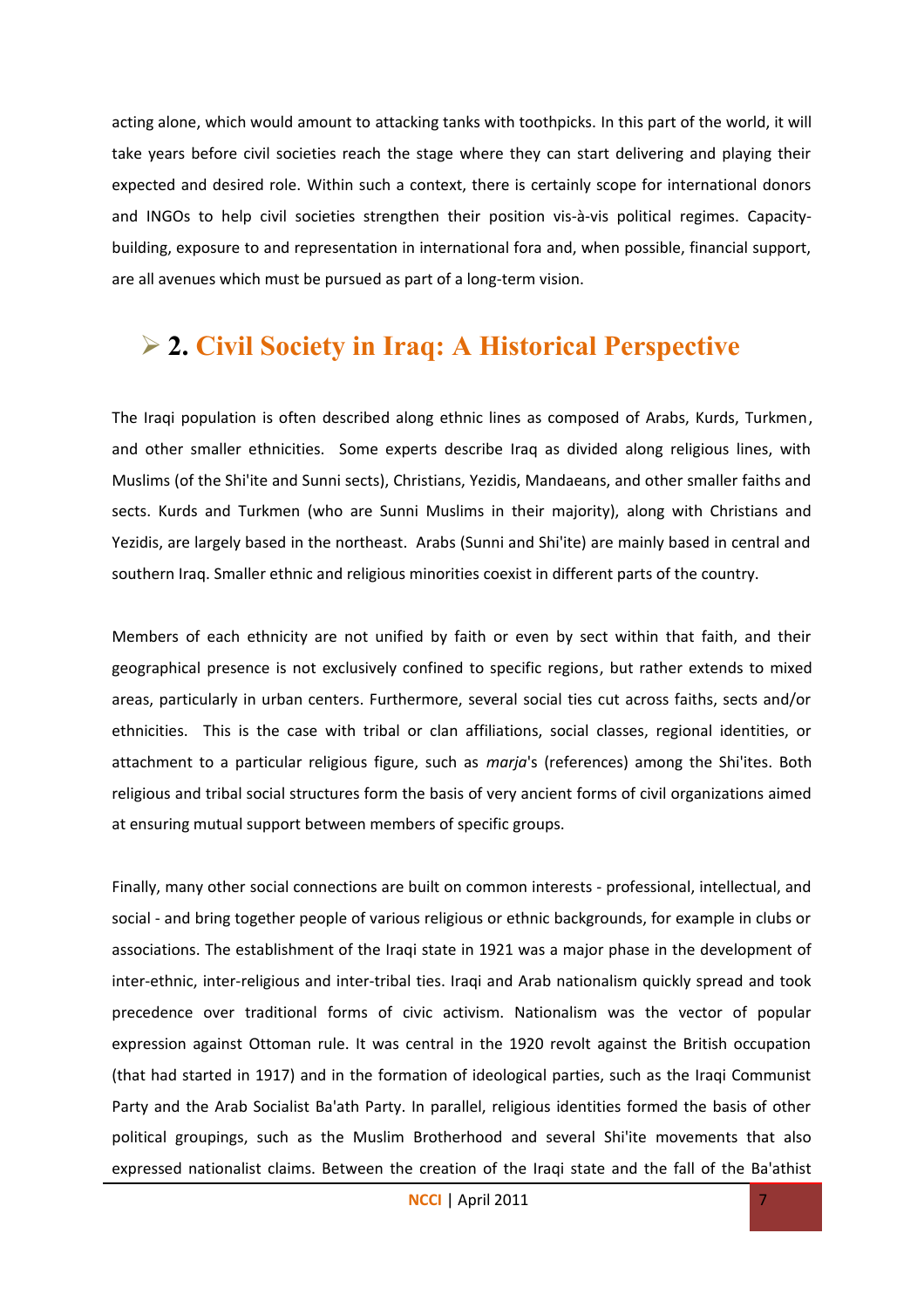acting alone, which would amount to attacking tanks with toothpicks. In this part of the world, it will take years before civil societies reach the stage where they can start delivering and playing their expected and desired role. Within such a context, there is certainly scope for international donors and INGOs to help civil societies strengthen their position vis-à-vis political regimes. Capacity-building, exposure to and representation in international fora and, when possible, financial support, are all avenues which must be pursued as part of a long-term vision.

## 2. Civil Society in Iraq: A Historical Perspective

The Iraqi population is often described along ethnic lines as composed of Arabs, Kurds, Turkmen, and other smaller ethnicities. Some experts describe Iraq as divided along religious lines, with Muslims (of the Shi'ite and Sunni sects), Christians, Yezidis, Mandaeans, and other smaller faiths and sects. Kurds and Turkmen (who are Sunni Muslims in their majority), along with Christians and Yezidis, are largely based in the northeast. Arabs (Sunni and Shi'ite) are mainly based in central and southern Iraq. Smaller ethnic and religious minorities coexist in different parts of the country.

Members of each ethnicity are not unified by faith or even by sect within that faith, and their geographical presence is not exclusively confined to specific regions, but rather extends to mixed areas, particularly in urban centers. Furthermore, several social ties cut across faiths, sects and/or ethnicities. This is the case with tribal or clan affiliations, social classes, regional identities, or attachment to a particular religious figure, such as *marja*'s (references) among the Shi'ites. Both religious and tribal social structures form the basis of very ancient forms of civil organizations aimed at ensuring mutual support between members of specific groups.

Finally, many other social connections are built on common interests - professional, intellectual, and social - and bring together people of various religious or ethnic backgrounds, for example in clubs or associations. The establishment of the Iraqi state in 1921 was a major phase in the development of inter-ethnic, inter-religious and inter-tribal ties. Iraqi and Arab nationalism quickly spread and took precedence over traditional forms of civic activism. Nationalism was the vector of popular expression against Ottoman rule. It was central in the 1920 revolt against the British occupation (that had started in 1917) and in the formation of ideological parties, such as the Iraqi Communist Party and the Arab Socialist Ba'ath Party. In parallel, religious identities formed the basis of other political groupings, such as the Muslim Brotherhood and several Shi'ite movements that also expressed nationalist claims. Between the creation of the Iraqi state and the fall of the Ba'athist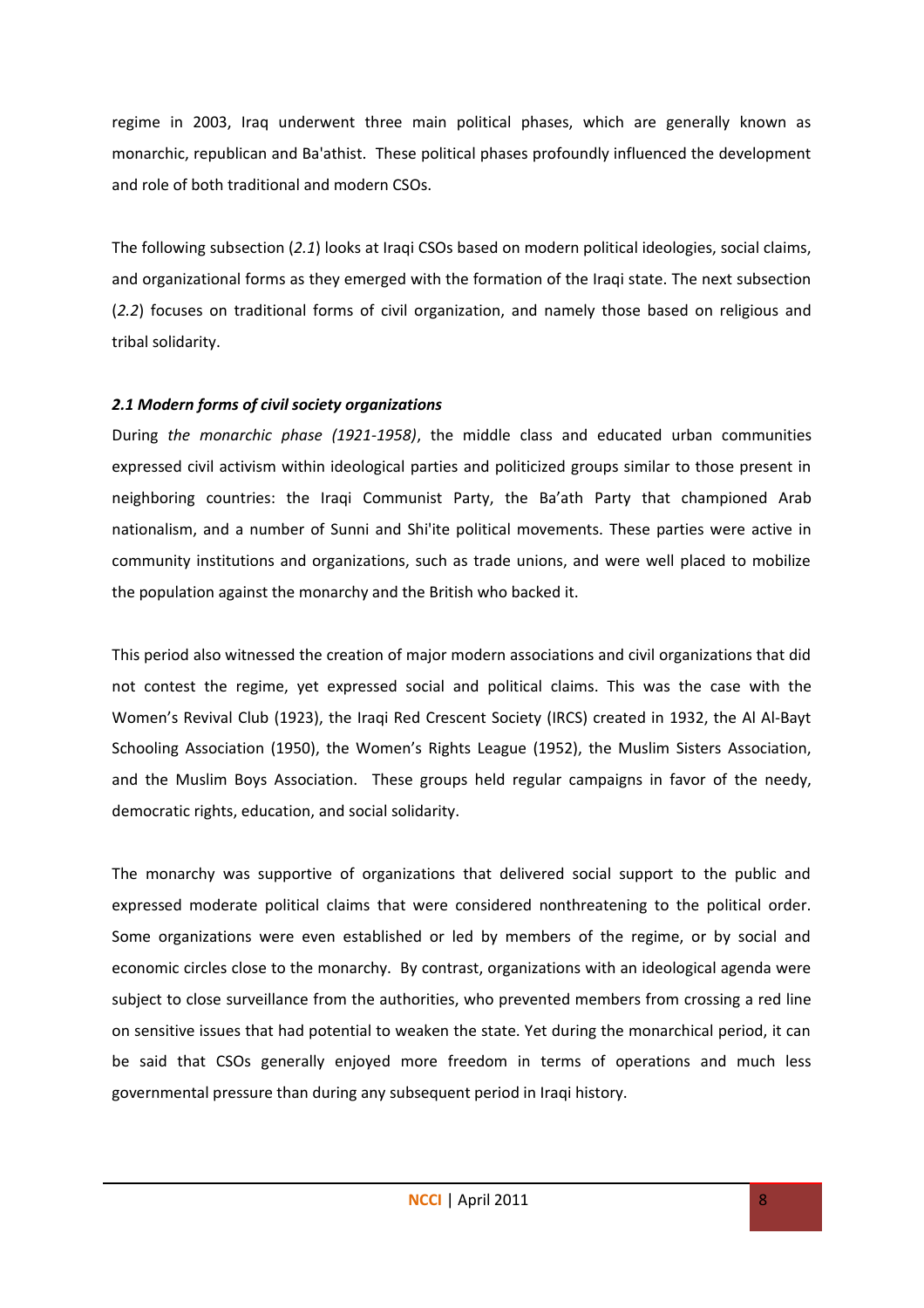regime in 2003, Iraq underwent three main political phases, which are generally known as monarchic, republican and Ba'athist. These political phases profoundly influenced the development and role of both traditional and modern CSOs.

The following subsection (*2.1*) looks at Iraqi CSOs based on modern political ideologies, social claims, and organizational forms as they emerged with the formation of the Iraqi state. The next subsection (*2.2*) focuses on traditional forms of civil organization, and namely those based on religious and tribal solidarity.

### *2.1 Modern forms of civil society organizations*

During *the monarchic phase (1921-1958)*, the middle class and educated urban communities expressed civil activism within ideological parties and politicized groups similar to those present in neighboring countries: the Iraqi Communist Party, the Ba'ath Party that championed Arab nationalism, and a number of Sunni and Shi'ite political movements. These parties were active in community institutions and organizations, such as trade unions, and were well placed to mobilize the population against the monarchy and the British who backed it.

This period also witnessed the creation of major modern associations and civil organizations that did not contest the regime, yet expressed social and political claims. This was the case with the Women's Revival Club (1923), the Iraqi Red Crescent Society (IRCS) created in 1932, the Al Al-Bayt Schooling Association (1950), the Women's Rights League (1952), the Muslim Sisters Association, and the Muslim Boys Association. These groups held regular campaigns in favor of the needy, democratic rights, education, and social solidarity.

The monarchy was supportive of organizations that delivered social support to the public and expressed moderate political claims that were considered nonthreatening to the political order. Some organizations were even established or led by members of the regime, or by social and economic circles close to the monarchy. By contrast, organizations with an ideological agenda were subject to close surveillance from the authorities, who prevented members from crossing a red line on sensitive issues that had potential to weaken the state. Yet during the monarchical period, it can be said that CSOs generally enjoyed more freedom in terms of operations and much less governmental pressure than during any subsequent period in Iraqi history.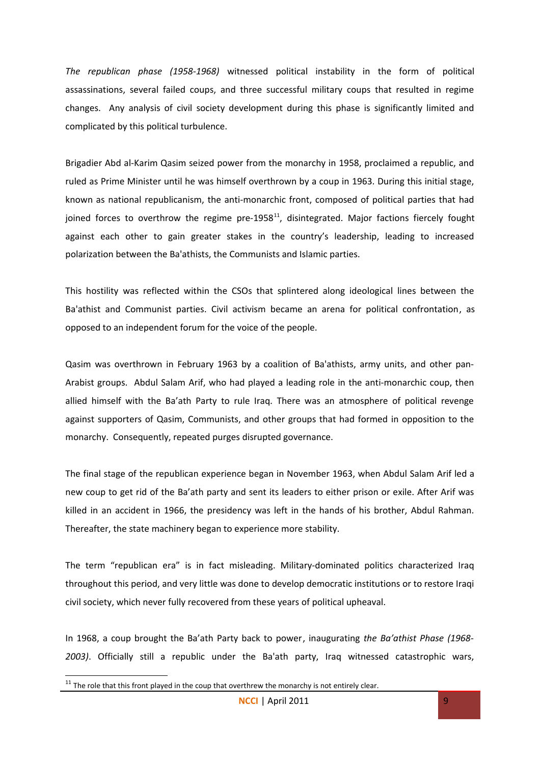*The republican phase (1958-1968)* witnessed political instability in the form of political assassinations, several failed coups, and three successful military coups that resulted in regime changes. Any analysis of civil society development during this phase is significantly limited and complicated by this political turbulence.

Brigadier Abd al-Karim Qasim seized power from the monarchy in 1958, proclaimed a republic, and ruled as Prime Minister until he was himself overthrown by a coup in 1963. During this initial stage, known as national republicanism, the anti-monarchic front, composed of political parties that had joined forces to overthrow the regime pre-1958[11], disintegrated. Major factions fiercely fought against each other to gain greater stakes in the country's leadership, leading to increased polarization between the Ba'athists, the Communists and Islamic parties.

This hostility was reflected within the CSOs that splintered along ideological lines between the Ba'athist and Communist parties. Civil activism became an arena for political confrontation, as opposed to an independent forum for the voice of the people.

Qasim was overthrown in February 1963 by a coalition of Ba'athists, army units, and other pan-Arabist groups. Abdul Salam Arif, who had played a leading role in the anti-monarchic coup, then allied himself with the Ba'ath Party to rule Iraq. There was an atmosphere of political revenge against supporters of Qasim, Communists, and other groups that had formed in opposition to the monarchy. Consequently, repeated purges disrupted governance.

The final stage of the republican experience began in November 1963, when Abdul Salam Arif led a new coup to get rid of the Ba'ath party and sent its leaders to either prison or exile. After Arif was killed in an accident in 1966, the presidency was left in the hands of his brother, Abdul Rahman. Thereafter, the state machinery began to experience more stability.

The term "republican era" is in fact misleading. Military-dominated politics characterized Iraq throughout this period, and very little was done to develop democratic institutions or to restore Iraqi civil society, which never fully recovered from these years of political upheaval.

In 1968, a coup brought the Ba'ath Party back to power, inaugurating *the Ba'athist Phase (1968-2003)*. Officially still a republic under the Ba'ath party, Iraq witnessed catastrophic wars,

[11] The role that this front played in the coup that overthrew the monarchy is not entirely clear.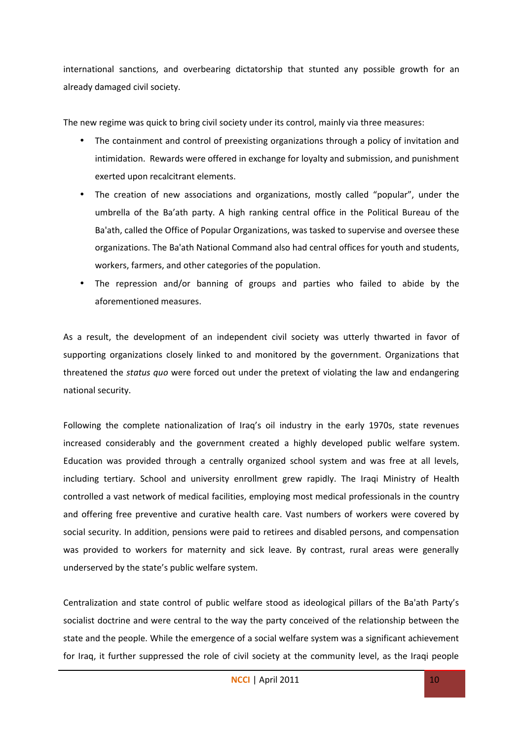international sanctions, and overbearing dictatorship that stunted any possible growth for an already damaged civil society.

The new regime was quick to bring civil society under its control, mainly via three measures:

- The containment and control of preexisting organizations through a policy of invitation and intimidation. Rewards were offered in exchange for loyalty and submission, and punishment exerted upon recalcitrant elements.
- The creation of new associations and organizations, mostly called "popular", under the umbrella of the Ba'ath party. A high ranking central office in the Political Bureau of the Ba'ath, called the Office of Popular Organizations, was tasked to supervise and oversee these organizations. The Ba'ath National Command also had central offices for youth and students, workers, farmers, and other categories of the population.
- The repression and/or banning of groups and parties who failed to abide by the aforementioned measures.

As a result, the development of an independent civil society was utterly thwarted in favor of supporting organizations closely linked to and monitored by the government. Organizations that threatened the *status quo* were forced out under the pretext of violating the law and endangering national security.

Following the complete nationalization of Iraq's oil industry in the early 1970s, state revenues increased considerably and the government created a highly developed public welfare system. Education was provided through a centrally organized school system and was free at all levels, including tertiary. School and university enrollment grew rapidly. The Iraqi Ministry of Health controlled a vast network of medical facilities, employing most medical professionals in the country and offering free preventive and curative health care. Vast numbers of workers were covered by social security. In addition, pensions were paid to retirees and disabled persons, and compensation was provided to workers for maternity and sick leave. By contrast, rural areas were generally underserved by the state's public welfare system.

Centralization and state control of public welfare stood as ideological pillars of the Ba'ath Party's socialist doctrine and were central to the way the party conceived of the relationship between the state and the people. While the emergence of a social welfare system was a significant achievement for Iraq, it further suppressed the role of civil society at the community level, as the Iraqi people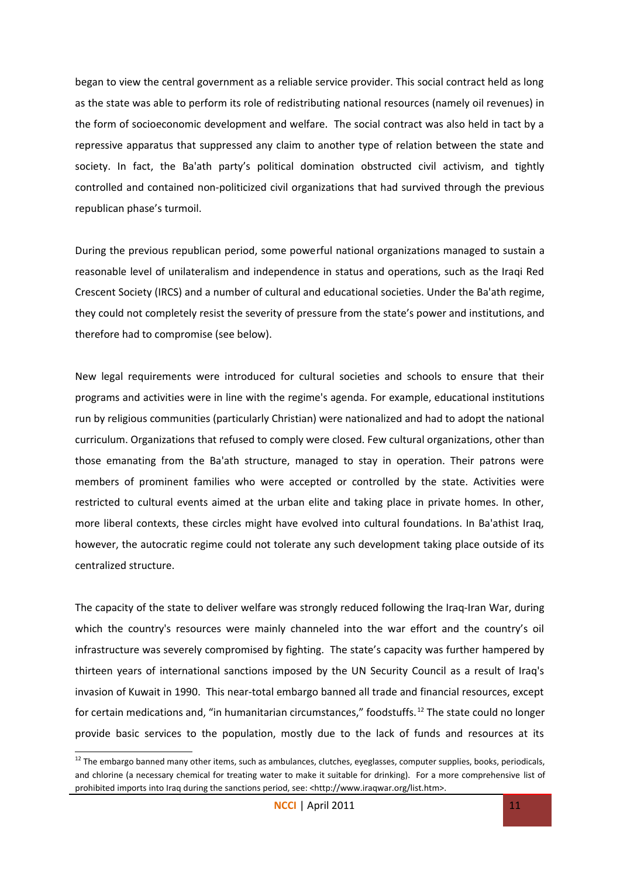began to view the central government as a reliable service provider. This social contract held as long as the state was able to perform its role of redistributing national resources (namely oil revenues) in the form of socioeconomic development and welfare. The social contract was also held in tact by a repressive apparatus that suppressed any claim to another type of relation between the state and society. In fact, the Ba'ath party's political domination obstructed civil activism, and tightly controlled and contained non-politicized civil organizations that had survived through the previous republican phase's turmoil.

During the previous republican period, some powerful national organizations managed to sustain a reasonable level of unilateralism and independence in status and operations, such as the Iraqi Red Crescent Society (IRCS) and a number of cultural and educational societies. Under the Ba'ath regime, they could not completely resist the severity of pressure from the state's power and institutions, and therefore had to compromise (see below).

New legal requirements were introduced for cultural societies and schools to ensure that their programs and activities were in line with the regime's agenda. For example, educational institutions run by religious communities (particularly Christian) were nationalized and had to adopt the national curriculum. Organizations that refused to comply were closed. Few cultural organizations, other than those emanating from the Ba'ath structure, managed to stay in operation. Their patrons were members of prominent families who were accepted or controlled by the state. Activities were restricted to cultural events aimed at the urban elite and taking place in private homes. In other, more liberal contexts, these circles might have evolved into cultural foundations. In Ba'athist Iraq, however, the autocratic regime could not tolerate any such development taking place outside of its centralized structure.

The capacity of the state to deliver welfare was strongly reduced following the Iraq-Iran War, during which the country's resources were mainly channeled into the war effort and the country's oil infrastructure was severely compromised by fighting. The state's capacity was further hampered by thirteen years of international sanctions imposed by the UN Security Council as a result of Iraq's invasion of Kuwait in 1990. This near-total embargo banned all trade and financial resources, except for certain medications and, "in humanitarian circumstances," foodstuffs.[12] The state could no longer provide basic services to the population, mostly due to the lack of funds and resources at its

[12] The embargo banned many other items, such as ambulances, clutches, eyeglasses, computer supplies, books, periodicals, and chlorine (a necessary chemical for treating water to make it suitable for drinking). For a more comprehensive list of prohibited imports into Iraq during the sanctions period, see: <http://www.iraqwar.org/list.htm>.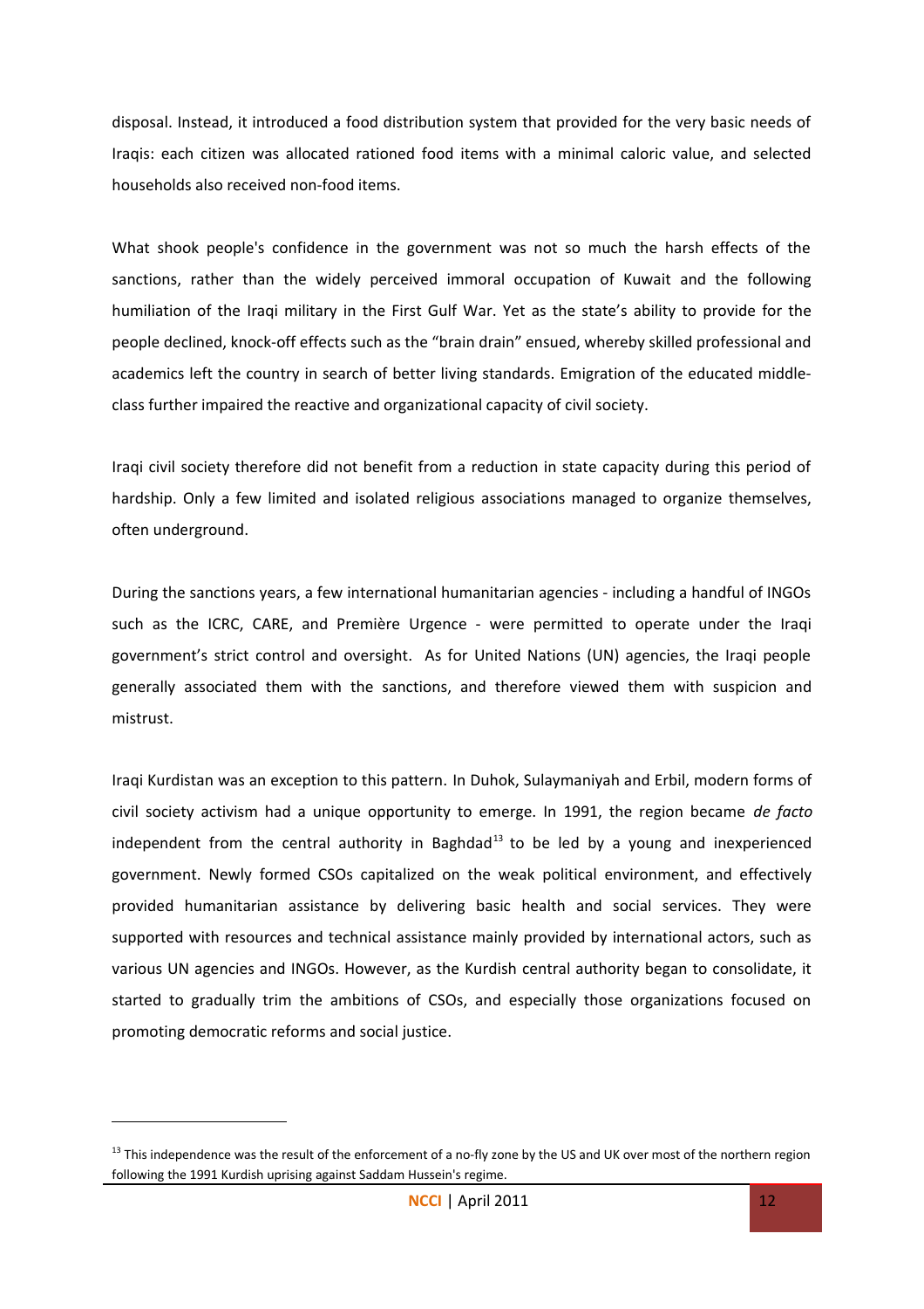disposal. Instead, it introduced a food distribution system that provided for the very basic needs of Iraqis: each citizen was allocated rationed food items with a minimal caloric value, and selected households also received non-food items.

What shook people's confidence in the government was not so much the harsh effects of the sanctions, rather than the widely perceived immoral occupation of Kuwait and the following humiliation of the Iraqi military in the First Gulf War. Yet as the state's ability to provide for the people declined, knock-off effects such as the "brain drain" ensued, whereby skilled professional and academics left the country in search of better living standards. Emigration of the educated middle-class further impaired the reactive and organizational capacity of civil society.

Iraqi civil society therefore did not benefit from a reduction in state capacity during this period of hardship. Only a few limited and isolated religious associations managed to organize themselves, often underground.

During the sanctions years, a few international humanitarian agencies - including a handful of INGOs such as the ICRC, CARE, and Première Urgence - were permitted to operate under the Iraqi government's strict control and oversight. As for United Nations (UN) agencies, the Iraqi people generally associated them with the sanctions, and therefore viewed them with suspicion and mistrust.

Iraqi Kurdistan was an exception to this pattern. In Duhok, Sulaymaniyah and Erbil, modern forms of civil society activism had a unique opportunity to emerge. In 1991, the region became *de facto* independent from the central authority in Baghdad[13] to be led by a young and inexperienced government. Newly formed CSOs capitalized on the weak political environment, and effectively provided humanitarian assistance by delivering basic health and social services. They were supported with resources and technical assistance mainly provided by international actors, such as various UN agencies and INGOs. However, as the Kurdish central authority began to consolidate, it started to gradually trim the ambitions of CSOs, and especially those organizations focused on promoting democratic reforms and social justice.

[13] This independence was the result of the enforcement of a no-fly zone by the US and UK over most of the northern region following the 1991 Kurdish uprising against Saddam Hussein's regime.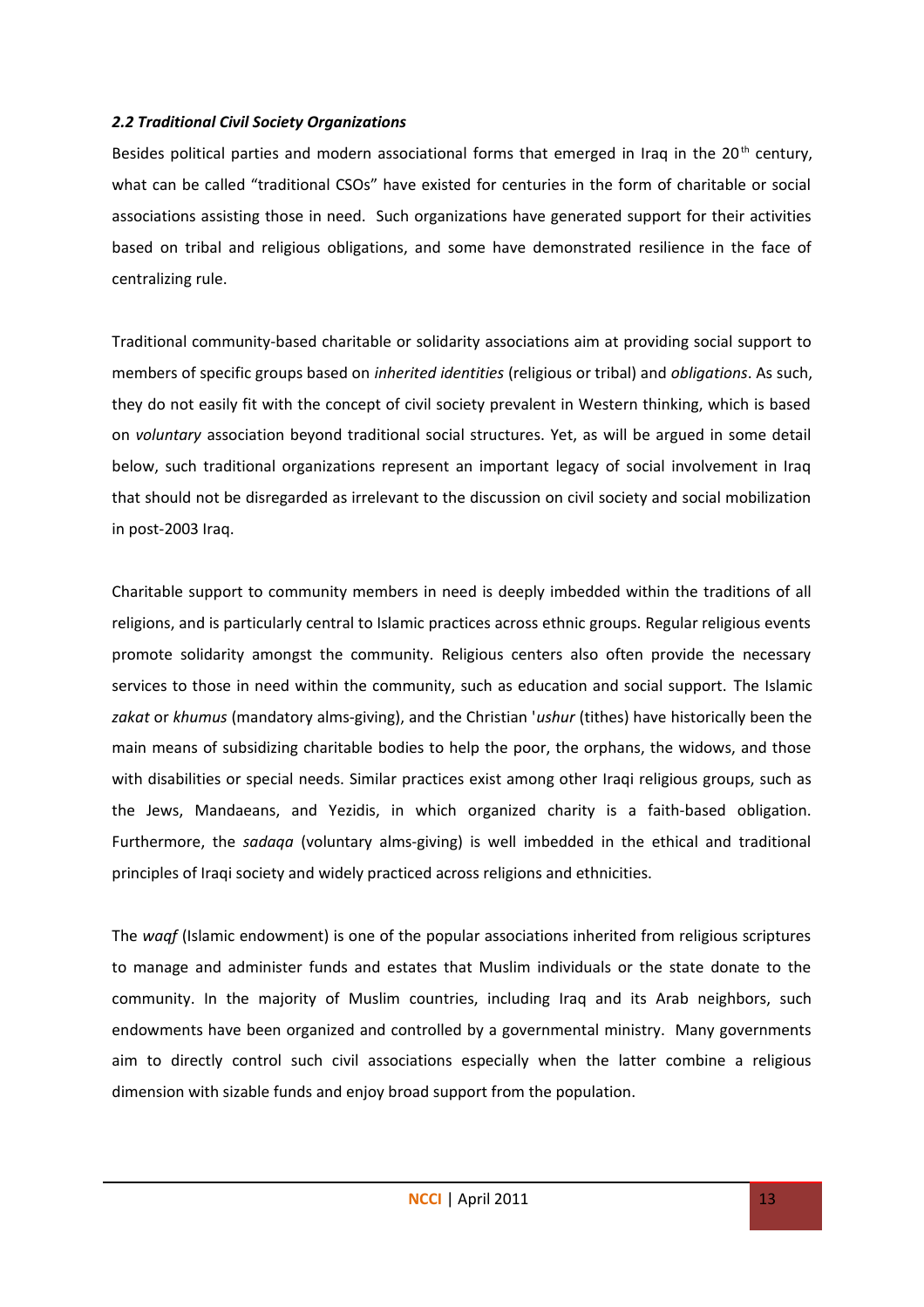### *2.2 Traditional Civil Society Organizations*

Besides political parties and modern associational forms that emerged in Iraq in the 20th century, what can be called "traditional CSOs" have existed for centuries in the form of charitable or social associations assisting those in need. Such organizations have generated support for their activities based on tribal and religious obligations, and some have demonstrated resilience in the face of centralizing rule.

Traditional community-based charitable or solidarity associations aim at providing social support to members of specific groups based on *inherited identities* (religious or tribal) and *obligations*. As such, they do not easily fit with the concept of civil society prevalent in Western thinking, which is based on *voluntary* association beyond traditional social structures. Yet, as will be argued in some detail below, such traditional organizations represent an important legacy of social involvement in Iraq that should not be disregarded as irrelevant to the discussion on civil society and social mobilization in post-2003 Iraq.

Charitable support to community members in need is deeply imbedded within the traditions of all religions, and is particularly central to Islamic practices across ethnic groups. Regular religious events promote solidarity amongst the community. Religious centers also often provide the necessary services to those in need within the community, such as education and social support. The Islamic *zakat* or *khumus* (mandatory alms-giving), and the Christian '*ushur* (tithes) have historically been the main means of subsidizing charitable bodies to help the poor, the orphans, the widows, and those with disabilities or special needs. Similar practices exist among other Iraqi religious groups, such as the Jews, Mandaeans, and Yezidis, in which organized charity is a faith-based obligation. Furthermore, the *sadaqa* (voluntary alms-giving) is well imbedded in the ethical and traditional principles of Iraqi society and widely practiced across religions and ethnicities.

The *waqf* (Islamic endowment) is one of the popular associations inherited from religious scriptures to manage and administer funds and estates that Muslim individuals or the state donate to the community. In the majority of Muslim countries, including Iraq and its Arab neighbors, such endowments have been organized and controlled by a governmental ministry. Many governments aim to directly control such civil associations especially when the latter combine a religious dimension with sizable funds and enjoy broad support from the population.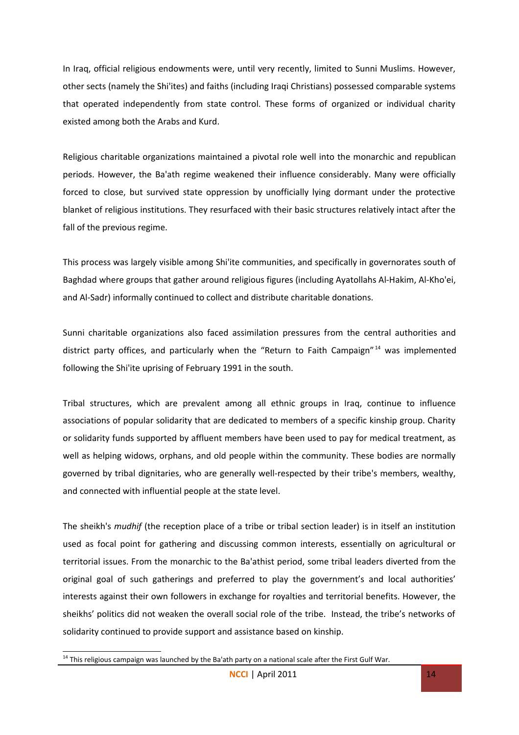In Iraq, official religious endowments were, until very recently, limited to Sunni Muslims. However, other sects (namely the Shi'ites) and faiths (including Iraqi Christians) possessed comparable systems that operated independently from state control. These forms of organized or individual charity existed among both the Arabs and Kurd.

Religious charitable organizations maintained a pivotal role well into the monarchic and republican periods. However, the Ba'ath regime weakened their influence considerably. Many were officially forced to close, but survived state oppression by unofficially lying dormant under the protective blanket of religious institutions. They resurfaced with their basic structures relatively intact after the fall of the previous regime.

This process was largely visible among Shi'ite communities, and specifically in governorates south of Baghdad where groups that gather around religious figures (including Ayatollahs Al-Hakim, Al-Kho'ei, and Al-Sadr) informally continued to collect and distribute charitable donations.

Sunni charitable organizations also faced assimilation pressures from the central authorities and district party offices, and particularly when the "Return to Faith Campaign"[14] was implemented following the Shi'ite uprising of February 1991 in the south.

Tribal structures, which are prevalent among all ethnic groups in Iraq, continue to influence associations of popular solidarity that are dedicated to members of a specific kinship group. Charity or solidarity funds supported by affluent members have been used to pay for medical treatment, as well as helping widows, orphans, and old people within the community. These bodies are normally governed by tribal dignitaries, who are generally well-respected by their tribe's members, wealthy, and connected with influential people at the state level.

The sheikh's *mudhif* (the reception place of a tribe or tribal section leader) is in itself an institution used as focal point for gathering and discussing common interests, essentially on agricultural or territorial issues. From the monarchic to the Ba'athist period, some tribal leaders diverted from the original goal of such gatherings and preferred to play the government's and local authorities' interests against their own followers in exchange for royalties and territorial benefits. However, the sheikhs' politics did not weaken the overall social role of the tribe. Instead, the tribe's networks of solidarity continued to provide support and assistance based on kinship.

[14] This religious campaign was launched by the Ba'ath party on a national scale after the First Gulf War.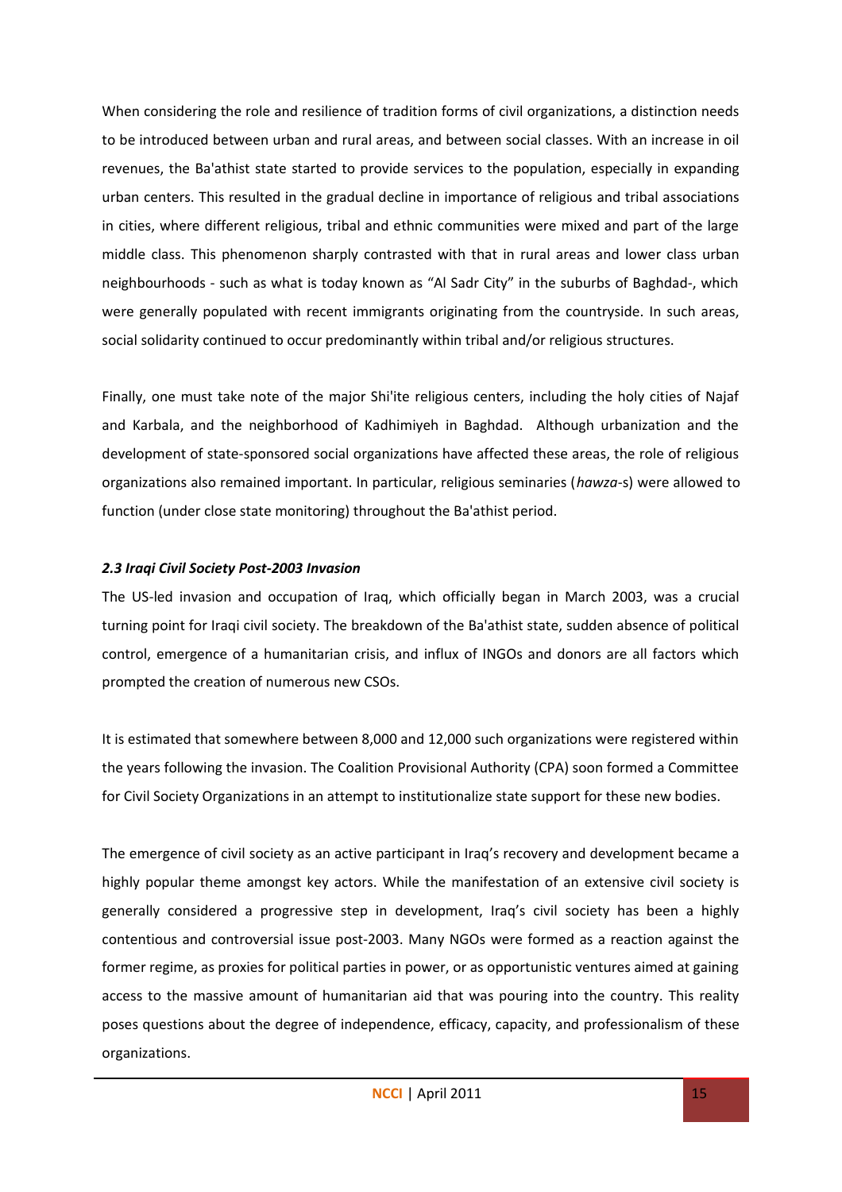When considering the role and resilience of tradition forms of civil organizations, a distinction needs to be introduced between urban and rural areas, and between social classes. With an increase in oil revenues, the Ba'athist state started to provide services to the population, especially in expanding urban centers. This resulted in the gradual decline in importance of religious and tribal associations in cities, where different religious, tribal and ethnic communities were mixed and part of the large middle class. This phenomenon sharply contrasted with that in rural areas and lower class urban neighbourhoods - such as what is today known as "Al Sadr City" in the suburbs of Baghdad-, which were generally populated with recent immigrants originating from the countryside. In such areas, social solidarity continued to occur predominantly within tribal and/or religious structures.

Finally, one must take note of the major Shi'ite religious centers, including the holy cities of Najaf and Karbala, and the neighborhood of Kadhimiyeh in Baghdad. Although urbanization and the development of state-sponsored social organizations have affected these areas, the role of religious organizations also remained important. In particular, religious seminaries (*hawza*-s) were allowed to function (under close state monitoring) throughout the Ba'athist period.

### *2.3 Iraqi Civil Society Post-2003 Invasion*

The US-led invasion and occupation of Iraq, which officially began in March 2003, was a crucial turning point for Iraqi civil society. The breakdown of the Ba'athist state, sudden absence of political control, emergence of a humanitarian crisis, and influx of INGOs and donors are all factors which prompted the creation of numerous new CSOs.

It is estimated that somewhere between 8,000 and 12,000 such organizations were registered within the years following the invasion. The Coalition Provisional Authority (CPA) soon formed a Committee for Civil Society Organizations in an attempt to institutionalize state support for these new bodies.

The emergence of civil society as an active participant in Iraq's recovery and development became a highly popular theme amongst key actors. While the manifestation of an extensive civil society is generally considered a progressive step in development, Iraq's civil society has been a highly contentious and controversial issue post-2003. Many NGOs were formed as a reaction against the former regime, as proxies for political parties in power, or as opportunistic ventures aimed at gaining access to the massive amount of humanitarian aid that was pouring into the country. This reality poses questions about the degree of independence, efficacy, capacity, and professionalism of these organizations.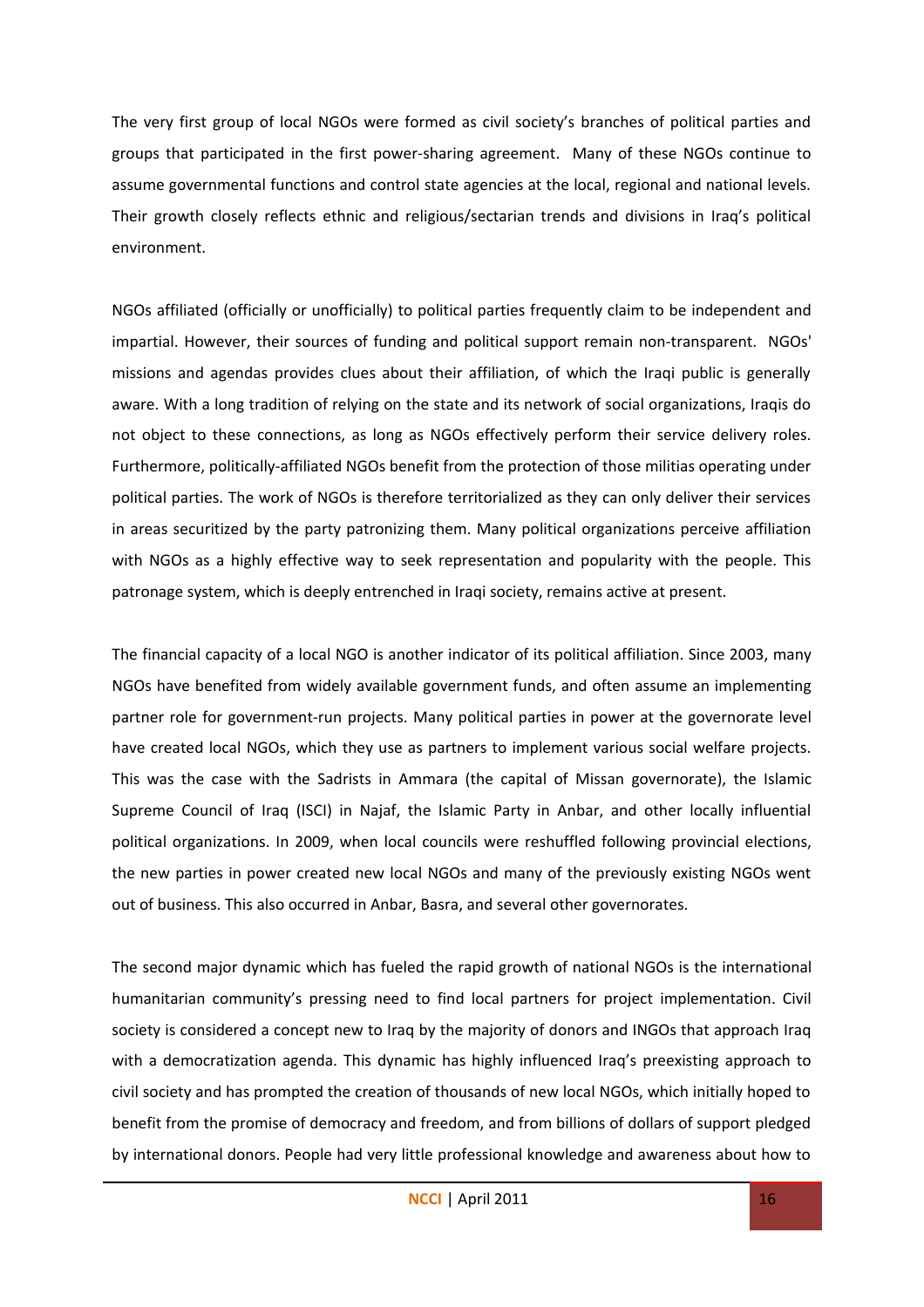The very first group of local NGOs were formed as civil society's branches of political parties and groups that participated in the first power-sharing agreement. Many of these NGOs continue to assume governmental functions and control state agencies at the local, regional and national levels. Their growth closely reflects ethnic and religious/sectarian trends and divisions in Iraq's political environment.

NGOs affiliated (officially or unofficially) to political parties frequently claim to be independent and impartial. However, their sources of funding and political support remain non-transparent. NGOs' missions and agendas provides clues about their affiliation, of which the Iraqi public is generally aware. With a long tradition of relying on the state and its network of social organizations, Iraqis do not object to these connections, as long as NGOs effectively perform their service delivery roles. Furthermore, politically-affiliated NGOs benefit from the protection of those militias operating under political parties. The work of NGOs is therefore territorialized as they can only deliver their services in areas securitized by the party patronizing them. Many political organizations perceive affiliation with NGOs as a highly effective way to seek representation and popularity with the people. This patronage system, which is deeply entrenched in Iraqi society, remains active at present.

The financial capacity of a local NGO is another indicator of its political affiliation. Since 2003, many NGOs have benefited from widely available government funds, and often assume an implementing partner role for government-run projects. Many political parties in power at the governorate level have created local NGOs, which they use as partners to implement various social welfare projects. This was the case with the Sadrists in Ammara (the capital of Missan governorate), the Islamic Supreme Council of Iraq (ISCI) in Najaf, the Islamic Party in Anbar, and other locally influential political organizations. In 2009, when local councils were reshuffled following provincial elections, the new parties in power created new local NGOs and many of the previously existing NGOs went out of business. This also occurred in Anbar, Basra, and several other governorates.

The second major dynamic which has fueled the rapid growth of national NGOs is the international humanitarian community's pressing need to find local partners for project implementation. Civil society is considered a concept new to Iraq by the majority of donors and INGOs that approach Iraq with a democratization agenda. This dynamic has highly influenced Iraq's preexisting approach to civil society and has prompted the creation of thousands of new local NGOs, which initially hoped to benefit from the promise of democracy and freedom, and from billions of dollars of support pledged by international donors. People had very little professional knowledge and awareness about how to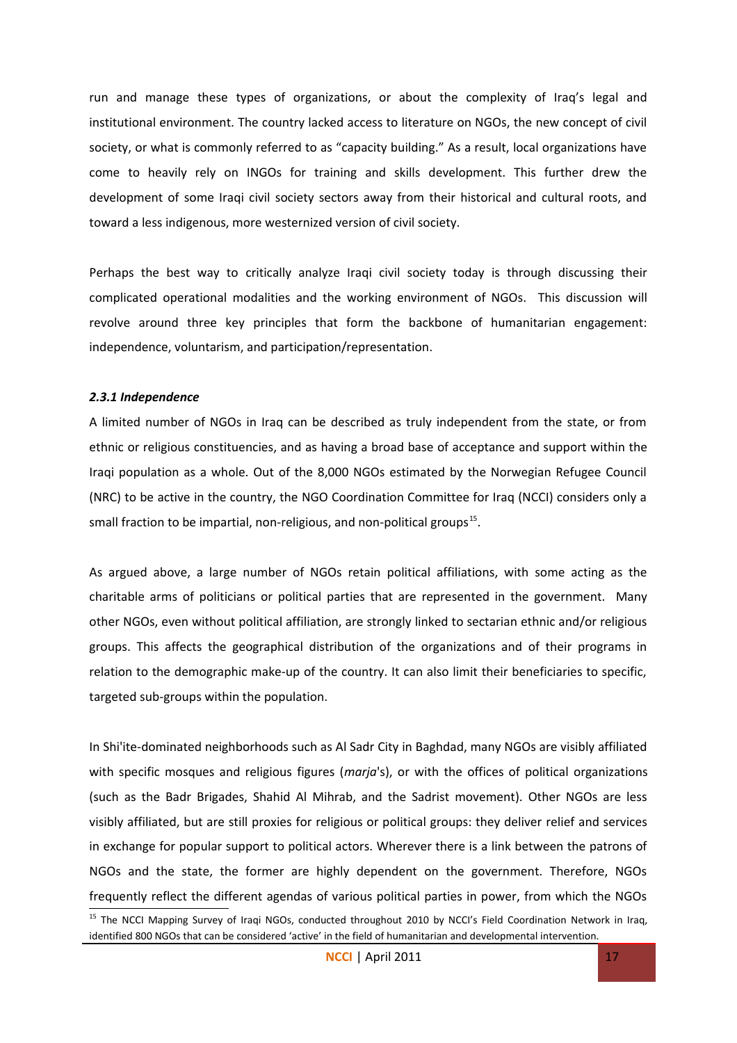run and manage these types of organizations, or about the complexity of Iraq's legal and institutional environment. The country lacked access to literature on NGOs, the new concept of civil society, or what is commonly referred to as "capacity building." As a result, local organizations have come to heavily rely on INGOs for training and skills development. This further drew the development of some Iraqi civil society sectors away from their historical and cultural roots, and toward a less indigenous, more westernized version of civil society.

Perhaps the best way to critically analyze Iraqi civil society today is through discussing their complicated operational modalities and the working environment of NGOs. This discussion will revolve around three key principles that form the backbone of humanitarian engagement: independence, voluntarism, and participation/representation.

#### *2.3.1 Independence*

A limited number of NGOs in Iraq can be described as truly independent from the state, or from ethnic or religious constituencies, and as having a broad base of acceptance and support within the Iraqi population as a whole. Out of the 8,000 NGOs estimated by the Norwegian Refugee Council (NRC) to be active in the country, the NGO Coordination Committee for Iraq (NCCI) considers only a small fraction to be impartial, non-religious, and non-political groups[15].

As argued above, a large number of NGOs retain political affiliations, with some acting as the charitable arms of politicians or political parties that are represented in the government. Many other NGOs, even without political affiliation, are strongly linked to sectarian ethnic and/or religious groups. This affects the geographical distribution of the organizations and of their programs in relation to the demographic make-up of the country. It can also limit their beneficiaries to specific, targeted sub-groups within the population.

In Shi'ite-dominated neighborhoods such as Al Sadr City in Baghdad, many NGOs are visibly affiliated with specific mosques and religious figures (*marja*'s), or with the offices of political organizations (such as the Badr Brigades, Shahid Al Mihrab, and the Sadrist movement). Other NGOs are less visibly affiliated, but are still proxies for religious or political groups: they deliver relief and services in exchange for popular support to political actors. Wherever there is a link between the patrons of NGOs and the state, the former are highly dependent on the government. Therefore, NGOs frequently reflect the different agendas of various political parties in power, from which the NGOs

[15] The NCCI Mapping Survey of Iraqi NGOs, conducted throughout 2010 by NCCI's Field Coordination Network in Iraq, identified 800 NGOs that can be considered 'active' in the field of humanitarian and developmental intervention.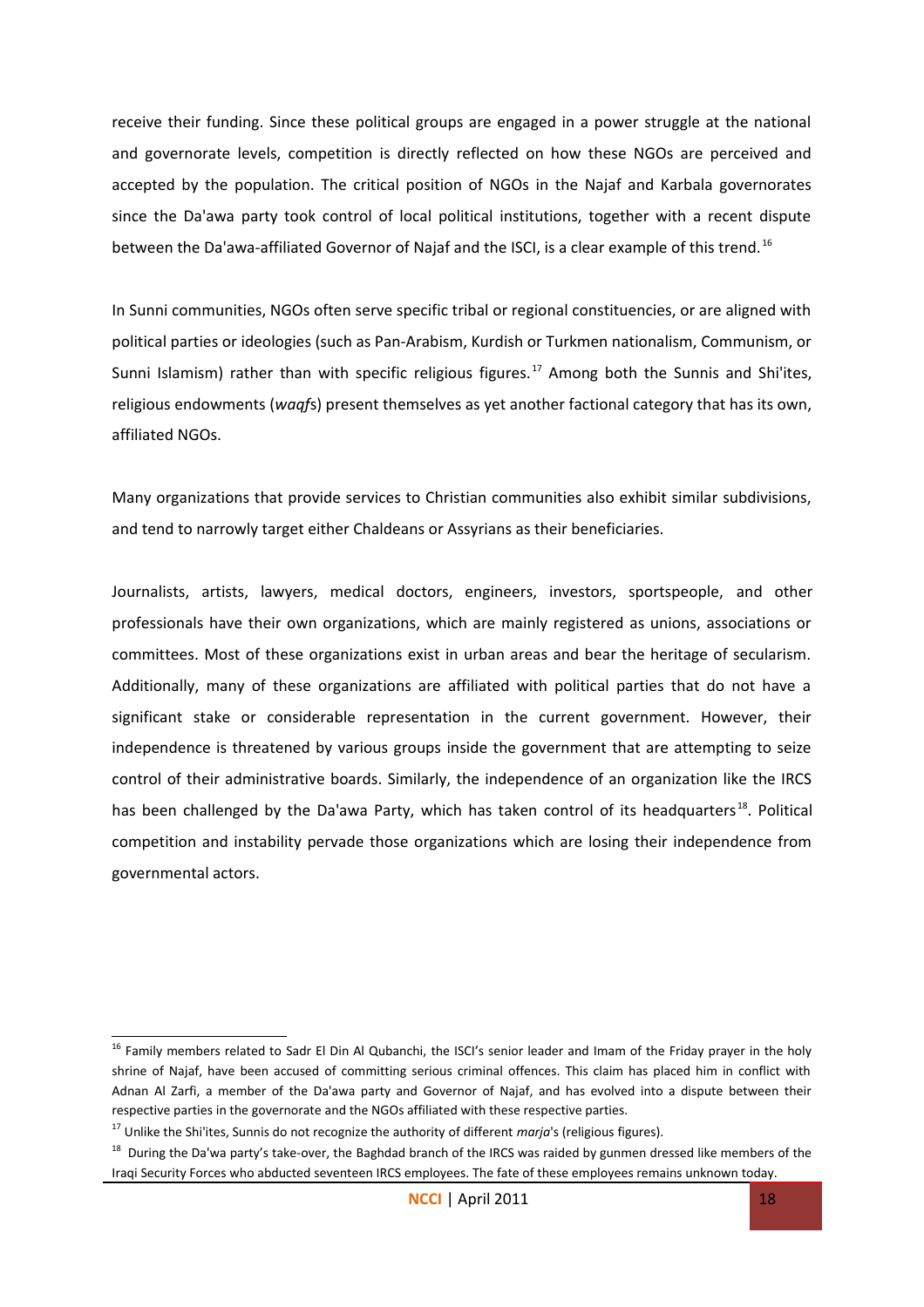receive their funding. Since these political groups are engaged in a power struggle at the national and governorate levels, competition is directly reflected on how these NGOs are perceived and accepted by the population. The critical position of NGOs in the Najaf and Karbala governorates since the Da'awa party took control of local political institutions, together with a recent dispute between the Da'awa-affiliated Governor of Najaf and the ISCI, is a clear example of this trend.[16]

In Sunni communities, NGOs often serve specific tribal or regional constituencies, or are aligned with political parties or ideologies (such as Pan-Arabism, Kurdish or Turkmen nationalism, Communism, or Sunni Islamism) rather than with specific religious figures.[17] Among both the Sunnis and Shi'ites, religious endowments (*waqf*s) present themselves as yet another factional category that has its own, affiliated NGOs.

Many organizations that provide services to Christian communities also exhibit similar subdivisions, and tend to narrowly target either Chaldeans or Assyrians as their beneficiaries.

Journalists, artists, lawyers, medical doctors, engineers, investors, sportspeople, and other professionals have their own organizations, which are mainly registered as unions, associations or committees. Most of these organizations exist in urban areas and bear the heritage of secularism. Additionally, many of these organizations are affiliated with political parties that do not have a significant stake or considerable representation in the current government. However, their independence is threatened by various groups inside the government that are attempting to seize control of their administrative boards. Similarly, the independence of an organization like the IRCS has been challenged by the Da'awa Party, which has taken control of its headquarters[18]. Political competition and instability pervade those organizations which are losing their independence from governmental actors.

---

[16] Family members related to Sadr El Din Al Qubanchi, the ISCI's senior leader and Imam of the Friday prayer in the holy shrine of Najaf, have been accused of committing serious criminal offences. This claim has placed him in conflict with Adnan Al Zarfi, a member of the Da'awa party and Governor of Najaf, and has evolved into a dispute between their respective parties in the governorate and the NGOs affiliated with these respective parties.

[17] Unlike the Shi'ites, Sunnis do not recognize the authority of different *marja*'s (religious figures).

[18] During the Da'wa party's take-over, the Baghdad branch of the IRCS was raided by gunmen dressed like members of the Iraqi Security Forces who abducted seventeen IRCS employees. The fate of these employees remains unknown today.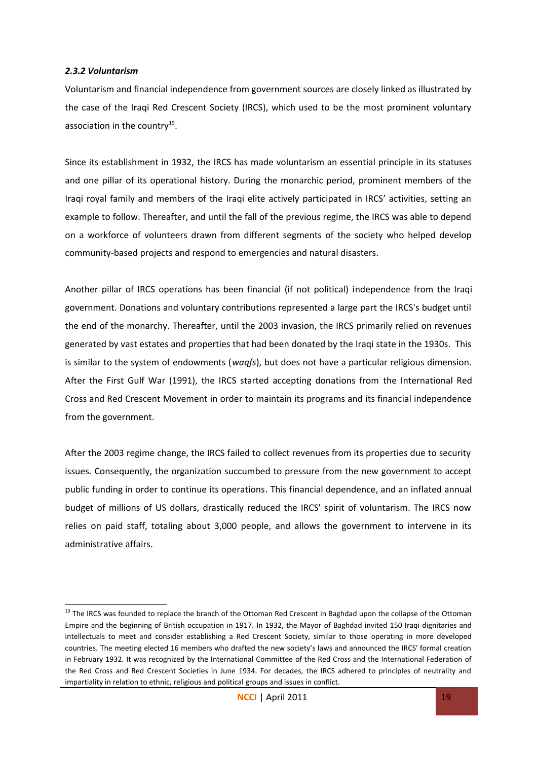### *2.3.2 Voluntarism*

Voluntarism and financial independence from government sources are closely linked as illustrated by the case of the Iraqi Red Crescent Society (IRCS), which used to be the most prominent voluntary association in the country[19].

Since its establishment in 1932, the IRCS has made voluntarism an essential principle in its statuses and one pillar of its operational history. During the monarchic period, prominent members of the Iraqi royal family and members of the Iraqi elite actively participated in IRCS' activities, setting an example to follow. Thereafter, and until the fall of the previous regime, the IRCS was able to depend on a workforce of volunteers drawn from different segments of the society who helped develop community-based projects and respond to emergencies and natural disasters.

Another pillar of IRCS operations has been financial (if not political) independence from the Iraqi government. Donations and voluntary contributions represented a large part the IRCS's budget until the end of the monarchy. Thereafter, until the 2003 invasion, the IRCS primarily relied on revenues generated by vast estates and properties that had been donated by the Iraqi state in the 1930s. This is similar to the system of endowments (*waqfs*), but does not have a particular religious dimension. After the First Gulf War (1991), the IRCS started accepting donations from the International Red Cross and Red Crescent Movement in order to maintain its programs and its financial independence from the government.

After the 2003 regime change, the IRCS failed to collect revenues from its properties due to security issues. Consequently, the organization succumbed to pressure from the new government to accept public funding in order to continue its operations. This financial dependence, and an inflated annual budget of millions of US dollars, drastically reduced the IRCS' spirit of voluntarism. The IRCS now relies on paid staff, totaling about 3,000 people, and allows the government to intervene in its administrative affairs.

---

[19] The IRCS was founded to replace the branch of the Ottoman Red Crescent in Baghdad upon the collapse of the Ottoman Empire and the beginning of British occupation in 1917. In 1932, the Mayor of Baghdad invited 150 Iraqi dignitaries and intellectuals to meet and consider establishing a Red Crescent Society, similar to those operating in more developed countries. The meeting elected 16 members who drafted the new society's laws and announced the IRCS' formal creation in February 1932. It was recognized by the International Committee of the Red Cross and the International Federation of the Red Cross and Red Crescent Societies in June 1934. For decades, the IRCS adhered to principles of neutrality and impartiality in relation to ethnic, religious and political groups and issues in conflict.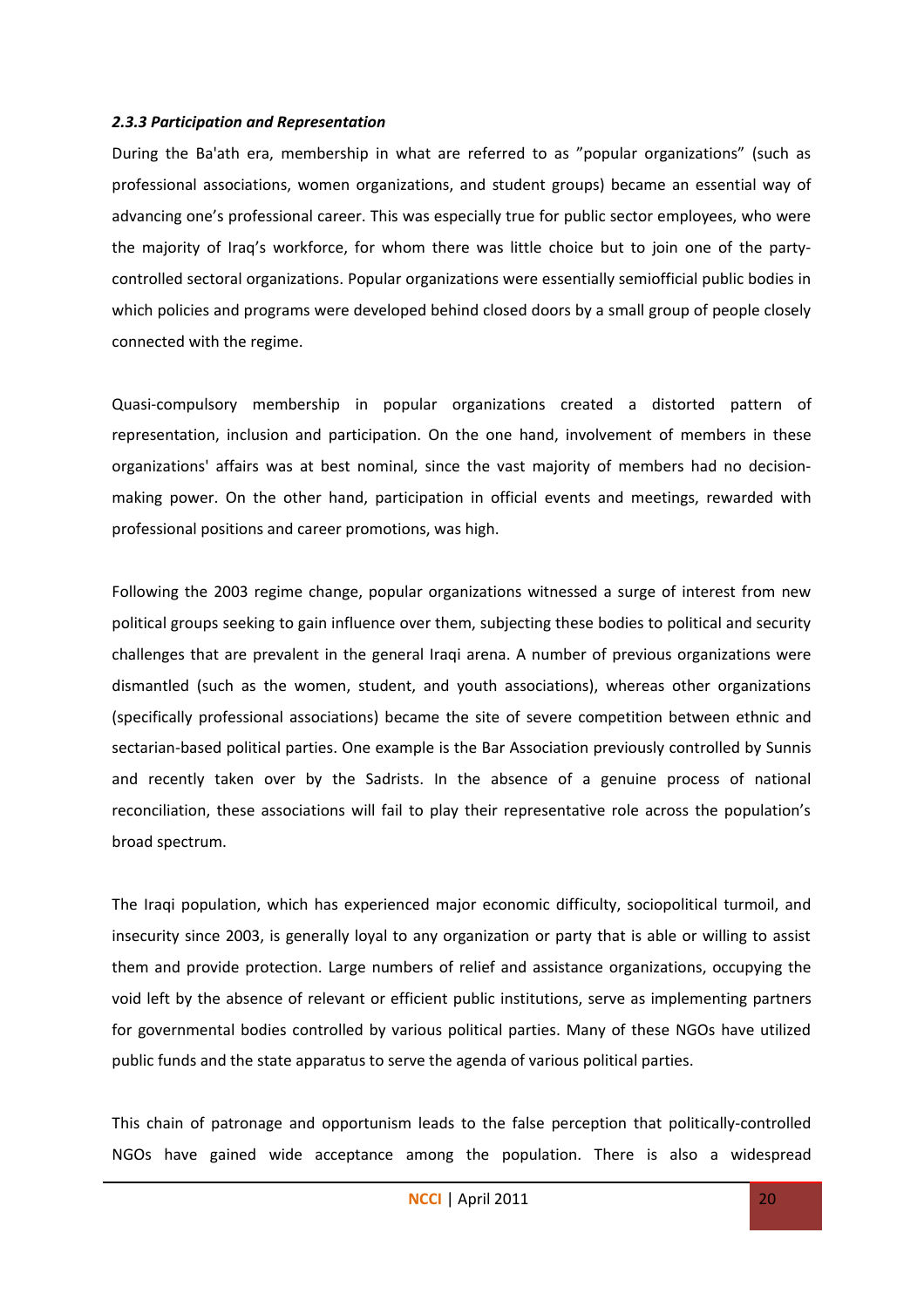### *2.3.3 Participation and Representation*

During the Ba'ath era, membership in what are referred to as "popular organizations" (such as professional associations, women organizations, and student groups) became an essential way of advancing one's professional career. This was especially true for public sector employees, who were the majority of Iraq's workforce, for whom there was little choice but to join one of the party-controlled sectoral organizations. Popular organizations were essentially semiofficial public bodies in which policies and programs were developed behind closed doors by a small group of people closely connected with the regime.

Quasi-compulsory membership in popular organizations created a distorted pattern of representation, inclusion and participation. On the one hand, involvement of members in these organizations' affairs was at best nominal, since the vast majority of members had no decision-making power. On the other hand, participation in official events and meetings, rewarded with professional positions and career promotions, was high.

Following the 2003 regime change, popular organizations witnessed a surge of interest from new political groups seeking to gain influence over them, subjecting these bodies to political and security challenges that are prevalent in the general Iraqi arena. A number of previous organizations were dismantled (such as the women, student, and youth associations), whereas other organizations (specifically professional associations) became the site of severe competition between ethnic and sectarian-based political parties. One example is the Bar Association previously controlled by Sunnis and recently taken over by the Sadrists. In the absence of a genuine process of national reconciliation, these associations will fail to play their representative role across the population's broad spectrum.

The Iraqi population, which has experienced major economic difficulty, sociopolitical turmoil, and insecurity since 2003, is generally loyal to any organization or party that is able or willing to assist them and provide protection. Large numbers of relief and assistance organizations, occupying the void left by the absence of relevant or efficient public institutions, serve as implementing partners for governmental bodies controlled by various political parties. Many of these NGOs have utilized public funds and the state apparatus to serve the agenda of various political parties.

This chain of patronage and opportunism leads to the false perception that politically-controlled NGOs have gained wide acceptance among the population. There is also a widespread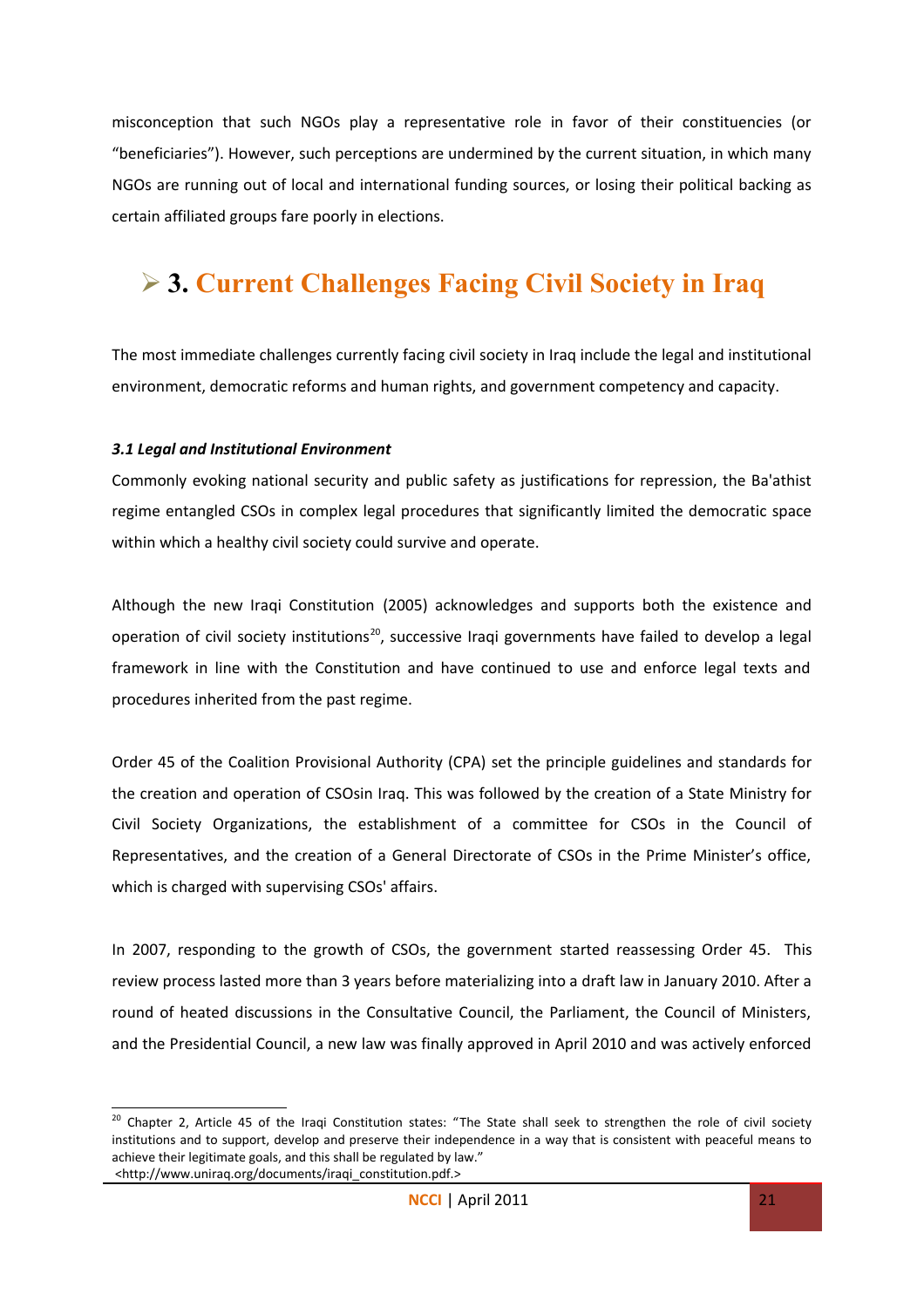misconception that such NGOs play a representative role in favor of their constituencies (or "beneficiaries"). However, such perceptions are undermined by the current situation, in which many NGOs are running out of local and international funding sources, or losing their political backing as certain affiliated groups fare poorly in elections.

# 3. Current Challenges Facing Civil Society in Iraq

The most immediate challenges currently facing civil society in Iraq include the legal and institutional environment, democratic reforms and human rights, and government competency and capacity.

***3.1 Legal and Institutional Environment***

Commonly evoking national security and public safety as justifications for repression, the Ba'athist regime entangled CSOs in complex legal procedures that significantly limited the democratic space within which a healthy civil society could survive and operate.

Although the new Iraqi Constitution (2005) acknowledges and supports both the existence and operation of civil society institutions[20], successive Iraqi governments have failed to develop a legal framework in line with the Constitution and have continued to use and enforce legal texts and procedures inherited from the past regime.

Order 45 of the Coalition Provisional Authority (CPA) set the principle guidelines and standards for the creation and operation of CSOsin Iraq. This was followed by the creation of a State Ministry for Civil Society Organizations, the establishment of a committee for CSOs in the Council of Representatives, and the creation of a General Directorate of CSOs in the Prime Minister's office, which is charged with supervising CSOs' affairs.

In 2007, responding to the growth of CSOs, the government started reassessing Order 45. This review process lasted more than 3 years before materializing into a draft law in January 2010. After a round of heated discussions in the Consultative Council, the Parliament, the Council of Ministers, and the Presidential Council, a new law was finally approved in April 2010 and was actively enforced

---

[20] Chapter 2, Article 45 of the Iraqi Constitution states: "The State shall seek to strengthen the role of civil society institutions and to support, develop and preserve their independence in a way that is consistent with peaceful means to achieve their legitimate goals, and this shall be regulated by law." <http://www.uniraq.org/documents/iraqi_constitution.pdf.>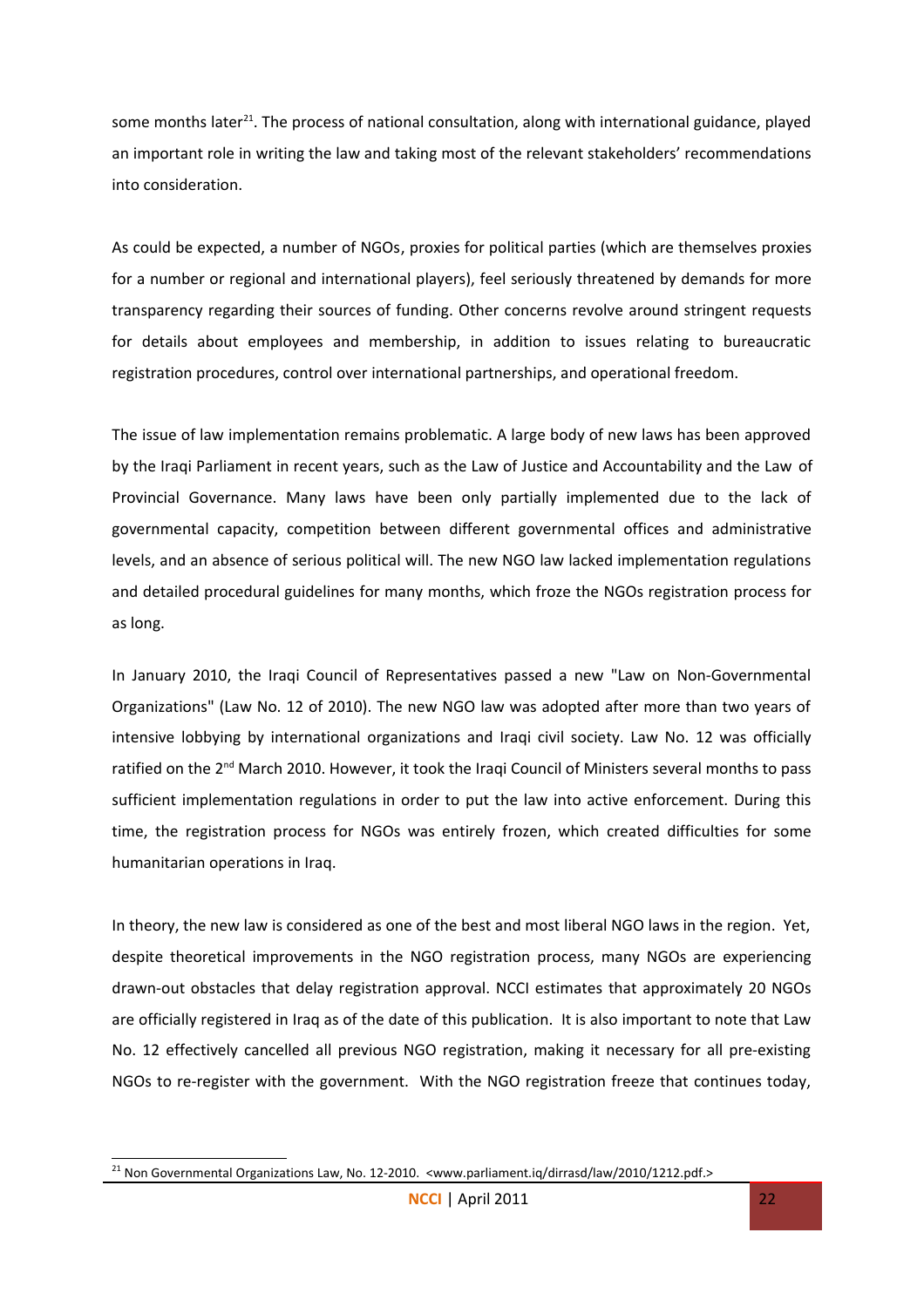some months later[21]. The process of national consultation, along with international guidance, played an important role in writing the law and taking most of the relevant stakeholders' recommendations into consideration.

As could be expected, a number of NGOs, proxies for political parties (which are themselves proxies for a number or regional and international players), feel seriously threatened by demands for more transparency regarding their sources of funding. Other concerns revolve around stringent requests for details about employees and membership, in addition to issues relating to bureaucratic registration procedures, control over international partnerships, and operational freedom.

The issue of law implementation remains problematic. A large body of new laws has been approved by the Iraqi Parliament in recent years, such as the Law of Justice and Accountability and the Law of Provincial Governance. Many laws have been only partially implemented due to the lack of governmental capacity, competition between different governmental offices and administrative levels, and an absence of serious political will. The new NGO law lacked implementation regulations and detailed procedural guidelines for many months, which froze the NGOs registration process for as long.

In January 2010, the Iraqi Council of Representatives passed a new "Law on Non-Governmental Organizations" (Law No. 12 of 2010). The new NGO law was adopted after more than two years of intensive lobbying by international organizations and Iraqi civil society. Law No. 12 was officially ratified on the 2nd March 2010. However, it took the Iraqi Council of Ministers several months to pass sufficient implementation regulations in order to put the law into active enforcement. During this time, the registration process for NGOs was entirely frozen, which created difficulties for some humanitarian operations in Iraq.

In theory, the new law is considered as one of the best and most liberal NGO laws in the region. Yet, despite theoretical improvements in the NGO registration process, many NGOs are experiencing drawn-out obstacles that delay registration approval. NCCI estimates that approximately 20 NGOs are officially registered in Iraq as of the date of this publication. It is also important to note that Law No. 12 effectively cancelled all previous NGO registration, making it necessary for all pre-existing NGOs to re-register with the government. With the NGO registration freeze that continues today,

---

[21] Non Governmental Organizations Law, No. 12-2010. <www.parliament.iq/dirrasd/law/2010/1212.pdf.>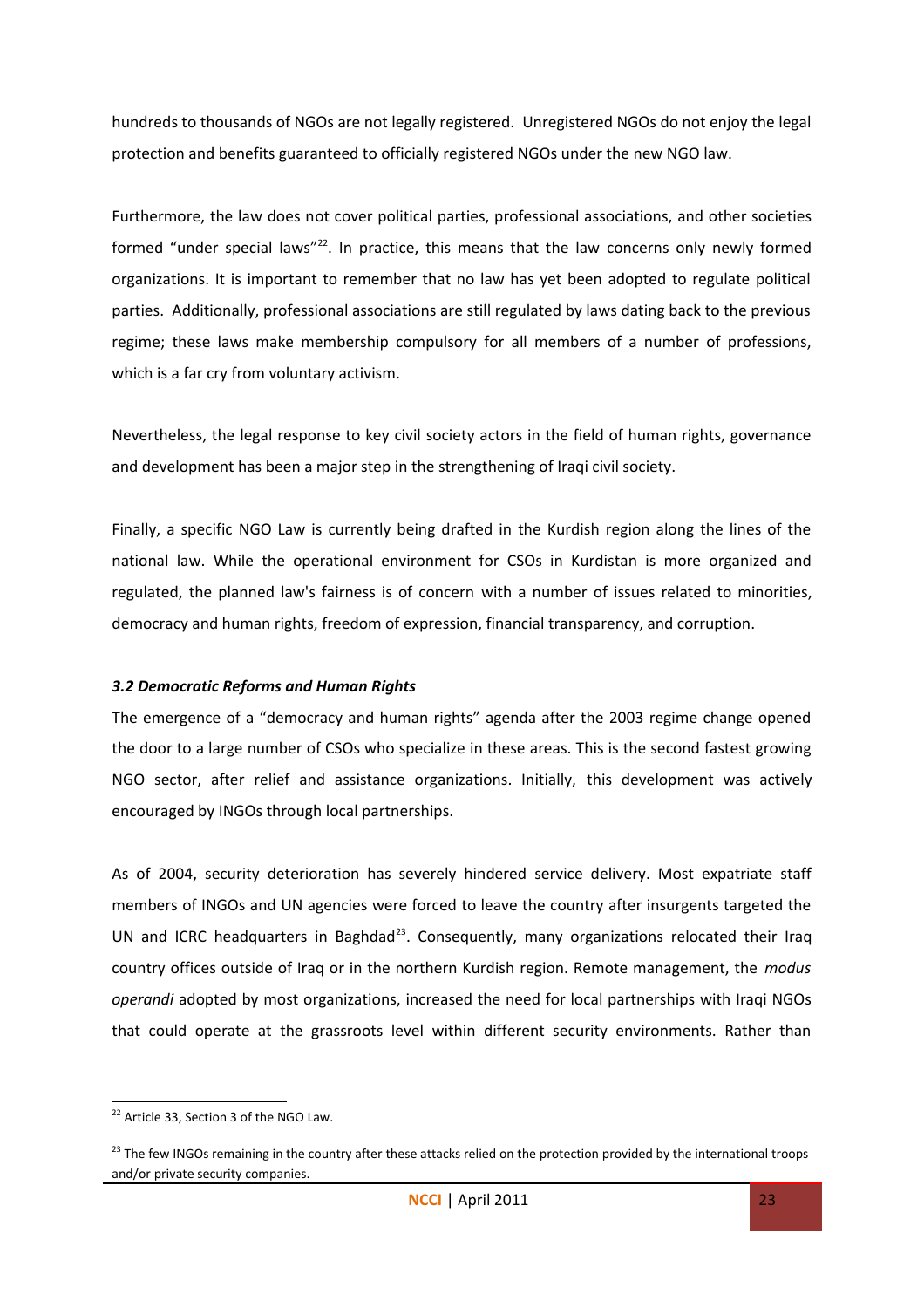hundreds to thousands of NGOs are not legally registered. Unregistered NGOs do not enjoy the legal protection and benefits guaranteed to officially registered NGOs under the new NGO law.

Furthermore, the law does not cover political parties, professional associations, and other societies formed "under special laws"[22]. In practice, this means that the law concerns only newly formed organizations. It is important to remember that no law has yet been adopted to regulate political parties. Additionally, professional associations are still regulated by laws dating back to the previous regime; these laws make membership compulsory for all members of a number of professions, which is a far cry from voluntary activism.

Nevertheless, the legal response to key civil society actors in the field of human rights, governance and development has been a major step in the strengthening of Iraqi civil society.

Finally, a specific NGO Law is currently being drafted in the Kurdish region along the lines of the national law. While the operational environment for CSOs in Kurdistan is more organized and regulated, the planned law's fairness is of concern with a number of issues related to minorities, democracy and human rights, freedom of expression, financial transparency, and corruption.

### *3.2 Democratic Reforms and Human Rights*

The emergence of a "democracy and human rights" agenda after the 2003 regime change opened the door to a large number of CSOs who specialize in these areas. This is the second fastest growing NGO sector, after relief and assistance organizations. Initially, this development was actively encouraged by INGOs through local partnerships.

As of 2004, security deterioration has severely hindered service delivery. Most expatriate staff members of INGOs and UN agencies were forced to leave the country after insurgents targeted the UN and ICRC headquarters in Baghdad[23]. Consequently, many organizations relocated their Iraq country offices outside of Iraq or in the northern Kurdish region. Remote management, the *modus operandi* adopted by most organizations, increased the need for local partnerships with Iraqi NGOs that could operate at the grassroots level within different security environments. Rather than

[22] Article 33, Section 3 of the NGO Law.

[23] The few INGOs remaining in the country after these attacks relied on the protection provided by the international troops and/or private security companies.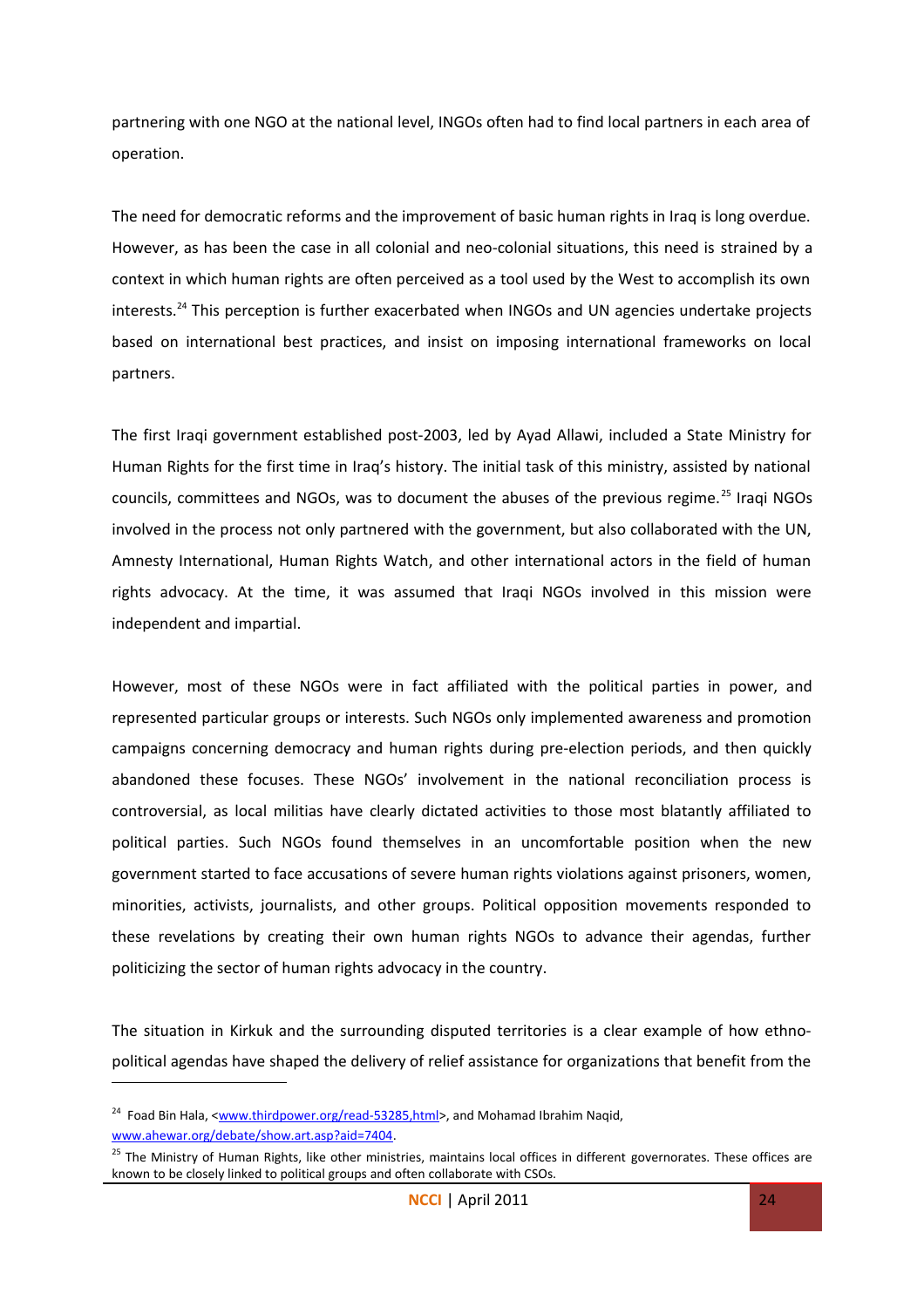partnering with one NGO at the national level, INGOs often had to find local partners in each area of operation.

The need for democratic reforms and the improvement of basic human rights in Iraq is long overdue. However, as has been the case in all colonial and neo-colonial situations, this need is strained by a context in which human rights are often perceived as a tool used by the West to accomplish its own interests.[24] This perception is further exacerbated when INGOs and UN agencies undertake projects based on international best practices, and insist on imposing international frameworks on local partners.

The first Iraqi government established post-2003, led by Ayad Allawi, included a State Ministry for Human Rights for the first time in Iraq's history. The initial task of this ministry, assisted by national councils, committees and NGOs, was to document the abuses of the previous regime.[25] Iraqi NGOs involved in the process not only partnered with the government, but also collaborated with the UN, Amnesty International, Human Rights Watch, and other international actors in the field of human rights advocacy. At the time, it was assumed that Iraqi NGOs involved in this mission were independent and impartial.

However, most of these NGOs were in fact affiliated with the political parties in power, and represented particular groups or interests. Such NGOs only implemented awareness and promotion campaigns concerning democracy and human rights during pre-election periods, and then quickly abandoned these focuses. These NGOs' involvement in the national reconciliation process is controversial, as local militias have clearly dictated activities to those most blatantly affiliated to political parties. Such NGOs found themselves in an uncomfortable position when the new government started to face accusations of severe human rights violations against prisoners, women, minorities, activists, journalists, and other groups. Political opposition movements responded to these revelations by creating their own human rights NGOs to advance their agendas, further politicizing the sector of human rights advocacy in the country.

The situation in Kirkuk and the surrounding disputed territories is a clear example of how ethno-political agendas have shaped the delivery of relief assistance for organizations that benefit from the

---

[24] Foad Bin Hala, <www.thirdpower.org/read-53285,html>, and Mohamad Ibrahim Naqid, www.ahewar.org/debate/show.art.asp?aid=7404.

[25] The Ministry of Human Rights, like other ministries, maintains local offices in different governorates. These offices are known to be closely linked to political groups and often collaborate with CSOs.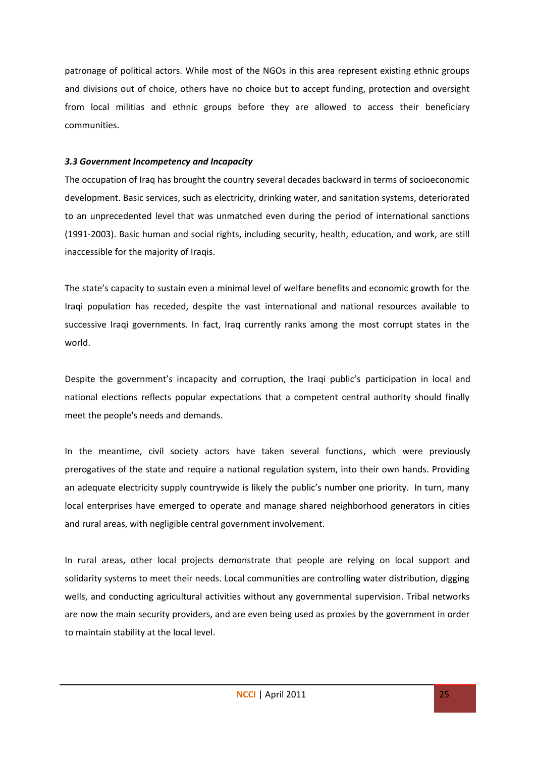patronage of political actors. While most of the NGOs in this area represent existing ethnic groups and divisions out of choice, others have no choice but to accept funding, protection and oversight from local militias and ethnic groups before they are allowed to access their beneficiary communities.

### *3.3 Government Incompetency and Incapacity*

The occupation of Iraq has brought the country several decades backward in terms of socioeconomic development. Basic services, such as electricity, drinking water, and sanitation systems, deteriorated to an unprecedented level that was unmatched even during the period of international sanctions (1991-2003). Basic human and social rights, including security, health, education, and work, are still inaccessible for the majority of Iraqis.

The state's capacity to sustain even a minimal level of welfare benefits and economic growth for the Iraqi population has receded, despite the vast international and national resources available to successive Iraqi governments. In fact, Iraq currently ranks among the most corrupt states in the world.

Despite the government's incapacity and corruption, the Iraqi public's participation in local and national elections reflects popular expectations that a competent central authority should finally meet the people's needs and demands.

In the meantime, civil society actors have taken several functions, which were previously prerogatives of the state and require a national regulation system, into their own hands. Providing an adequate electricity supply countrywide is likely the public's number one priority. In turn, many local enterprises have emerged to operate and manage shared neighborhood generators in cities and rural areas, with negligible central government involvement.

In rural areas, other local projects demonstrate that people are relying on local support and solidarity systems to meet their needs. Local communities are controlling water distribution, digging wells, and conducting agricultural activities without any governmental supervision. Tribal networks are now the main security providers, and are even being used as proxies by the government in order to maintain stability at the local level.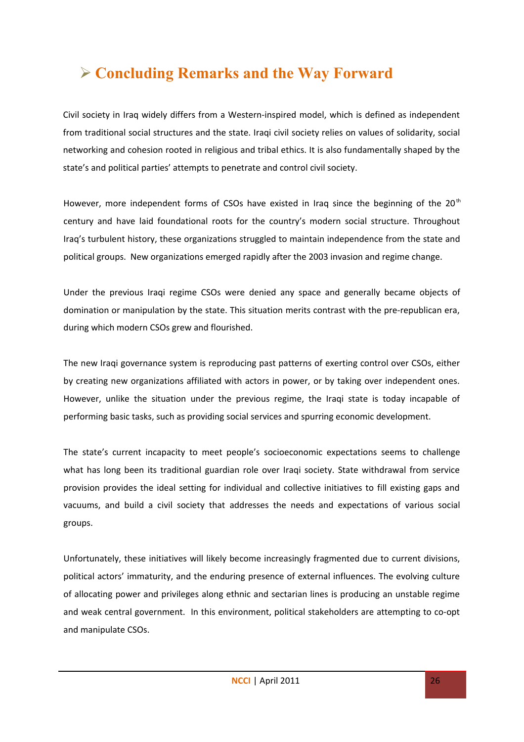# ➢ Concluding Remarks and the Way Forward

Civil society in Iraq widely differs from a Western-inspired model, which is defined as independent from traditional social structures and the state. Iraqi civil society relies on values of solidarity, social networking and cohesion rooted in religious and tribal ethics. It is also fundamentally shaped by the state's and political parties' attempts to penetrate and control civil society.

However, more independent forms of CSOs have existed in Iraq since the beginning of the 20th century and have laid foundational roots for the country's modern social structure. Throughout Iraq's turbulent history, these organizations struggled to maintain independence from the state and political groups. New organizations emerged rapidly after the 2003 invasion and regime change.

Under the previous Iraqi regime CSOs were denied any space and generally became objects of domination or manipulation by the state. This situation merits contrast with the pre-republican era, during which modern CSOs grew and flourished.

The new Iraqi governance system is reproducing past patterns of exerting control over CSOs, either by creating new organizations affiliated with actors in power, or by taking over independent ones. However, unlike the situation under the previous regime, the Iraqi state is today incapable of performing basic tasks, such as providing social services and spurring economic development.

The state's current incapacity to meet people's socioeconomic expectations seems to challenge what has long been its traditional guardian role over Iraqi society. State withdrawal from service provision provides the ideal setting for individual and collective initiatives to fill existing gaps and vacuums, and build a civil society that addresses the needs and expectations of various social groups.

Unfortunately, these initiatives will likely become increasingly fragmented due to current divisions, political actors' immaturity, and the enduring presence of external influences. The evolving culture of allocating power and privileges along ethnic and sectarian lines is producing an unstable regime and weak central government. In this environment, political stakeholders are attempting to co-opt and manipulate CSOs.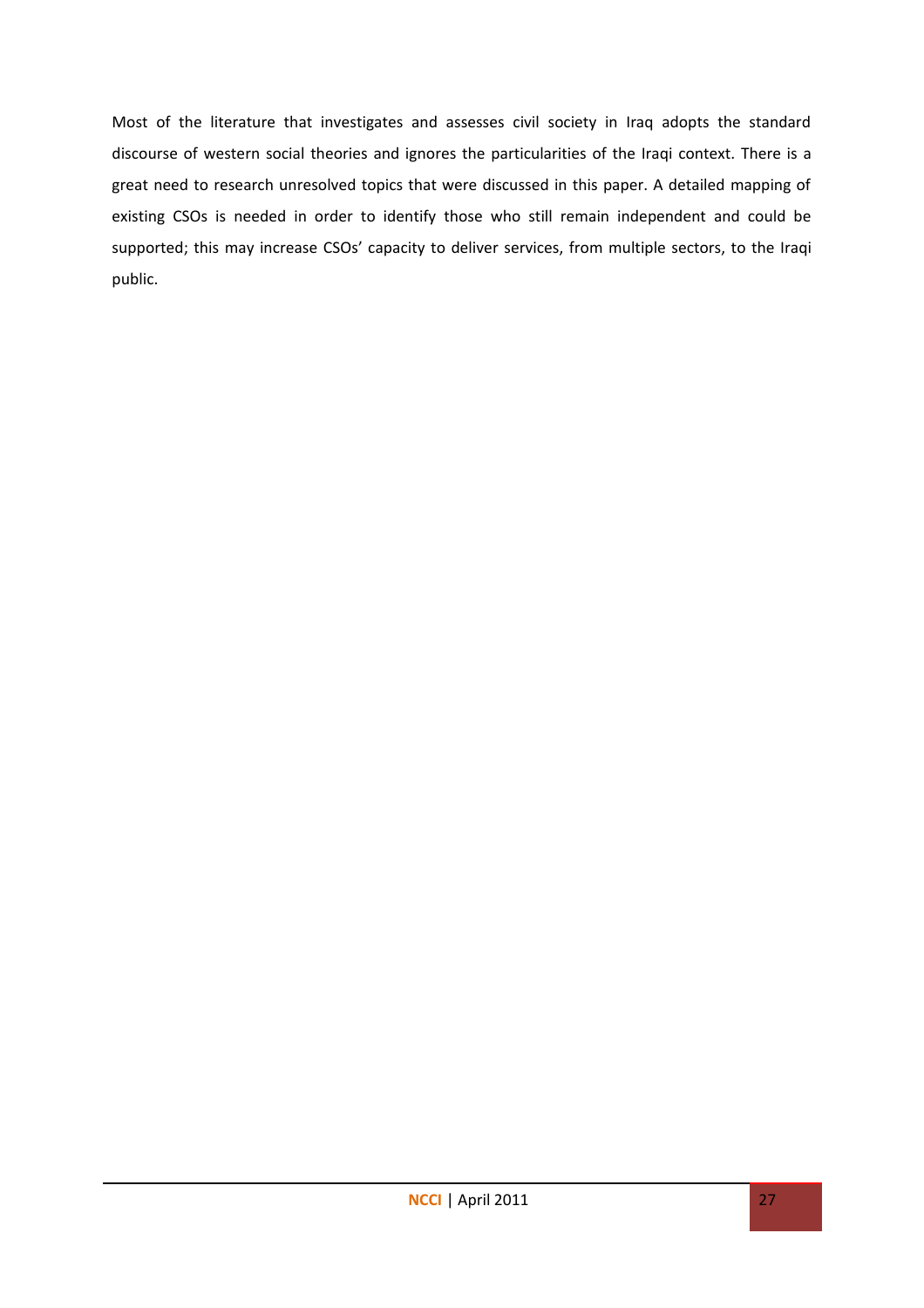Most of the literature that investigates and assesses civil society in Iraq adopts the standard discourse of western social theories and ignores the particularities of the Iraqi context. There is a great need to research unresolved topics that were discussed in this paper. A detailed mapping of existing CSOs is needed in order to identify those who still remain independent and could be supported; this may increase CSOs' capacity to deliver services, from multiple sectors, to the Iraqi public.